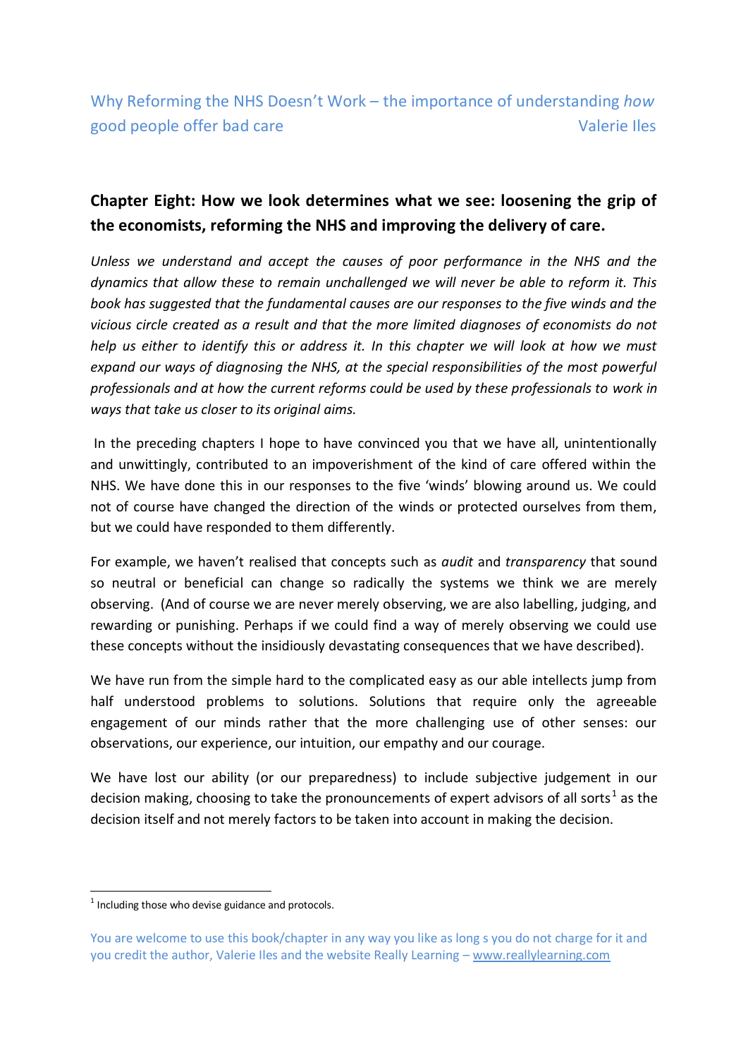Why Reforming the NHS Doesn't Work – the importance of understanding *how* good people offer bad care — Valerie Iles

## Chapter Eight: How we look determines what we see: loosening the grip of the economists, reforming the NHS and improving the delivery of care.

*Unless we understand and accept the causes of poor performance in the NHS and the dynamics that allow these to remain unchallenged we will never be able to reform it. This book has suggested that the fundamental causes are our responses to the five winds and the vicious circle created as a result and that the more limited diagnoses of economists do not help us either to identify this or address it. In this chapter we will look at how we must expand our ways of diagnosing the NHS, at the special responsibilities of the most powerful professionals and at how the current reforms could be used by these professionals to work in ways that take us closer to its original aims.*

In the preceding chapters I hope to have convinced you that we have all, unintentionally and unwittingly, contributed to an impoverishment of the kind of care offered within the NHS. We have done this in our responses to the five 'winds' blowing around us. We could not of course have changed the direction of the winds or protected ourselves from them, but we could have responded to them differently.

For example, we haven't realised that concepts such as *audit* and *transparency* that sound so neutral or beneficial can change so radically the systems we think we are merely observing. (And of course we are never merely observing, we are also labelling, judging, and rewarding or punishing. Perhaps if we could find a way of merely observing we could use these concepts without the insidiously devastating consequences that we have described).

We have run from the simple hard to the complicated easy as our able intellects jump from half understood problems to solutions. Solutions that require only the agreeable engagement of our minds rather that the more challenging use of other senses: our observations, our experience, our intuition, our empathy and our courage.

We have lost our ability (or our preparedness) to include subjective judgement in our decision making, choosing to take the pronouncements of expert advisors of all sorts[1] as the decision itself and not merely factors to be taken into account in making the decision.

[1] Including those who devise guidance and protocols.

You are welcome to use this book/chapter in any way you like as long s you do not charge for it and you credit the author, Valerie Iles and the website Really Learning – www.reallylearning.com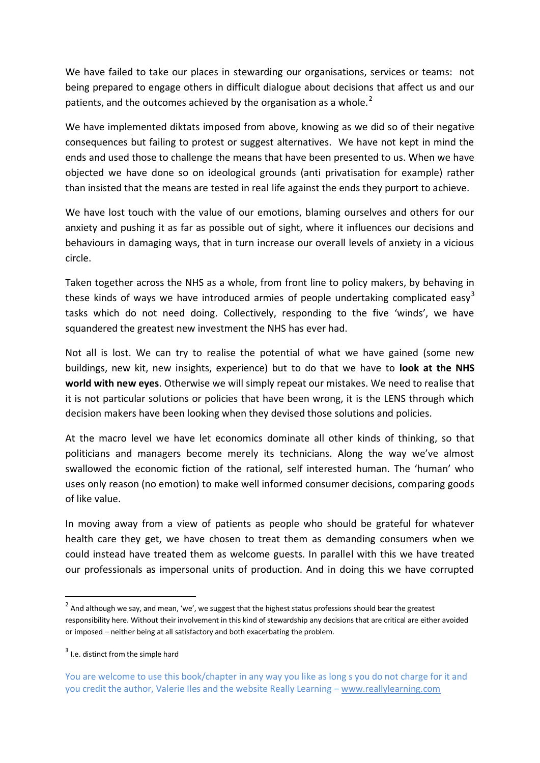We have failed to take our places in stewarding our organisations, services or teams: not being prepared to engage others in difficult dialogue about decisions that affect us and our patients, and the outcomes achieved by the organisation as a whole.[2]

We have implemented diktats imposed from above, knowing as we did so of their negative consequences but failing to protest or suggest alternatives. We have not kept in mind the ends and used those to challenge the means that have been presented to us. When we have objected we have done so on ideological grounds (anti privatisation for example) rather than insisted that the means are tested in real life against the ends they purport to achieve.

We have lost touch with the value of our emotions, blaming ourselves and others for our anxiety and pushing it as far as possible out of sight, where it influences our decisions and behaviours in damaging ways, that in turn increase our overall levels of anxiety in a vicious circle.

Taken together across the NHS as a whole, from front line to policy makers, by behaving in these kinds of ways we have introduced armies of people undertaking complicated easy[3] tasks which do not need doing. Collectively, responding to the five 'winds', we have squandered the greatest new investment the NHS has ever had.

Not all is lost. We can try to realise the potential of what we have gained (some new buildings, new kit, new insights, experience) but to do that we have to **look at the NHS world with new eyes**. Otherwise we will simply repeat our mistakes. We need to realise that it is not particular solutions or policies that have been wrong, it is the LENS through which decision makers have been looking when they devised those solutions and policies.

At the macro level we have let economics dominate all other kinds of thinking, so that politicians and managers become merely its technicians. Along the way we've almost swallowed the economic fiction of the rational, self interested human. The 'human' who uses only reason (no emotion) to make well informed consumer decisions, comparing goods of like value.

In moving away from a view of patients as people who should be grateful for whatever health care they get, we have chosen to treat them as demanding consumers when we could instead have treated them as welcome guests. In parallel with this we have treated our professionals as impersonal units of production. And in doing this we have corrupted

---

[2] And although we say, and mean, 'we', we suggest that the highest status professions should bear the greatest responsibility here. Without their involvement in this kind of stewardship any decisions that are critical are either avoided or imposed – neither being at all satisfactory and both exacerbating the problem.

[3] I.e. distinct from the simple hard

You are welcome to use this book/chapter in any way you like as long s you do not charge for it and you credit the author, Valerie Iles and the website Really Learning – www.reallylearning.com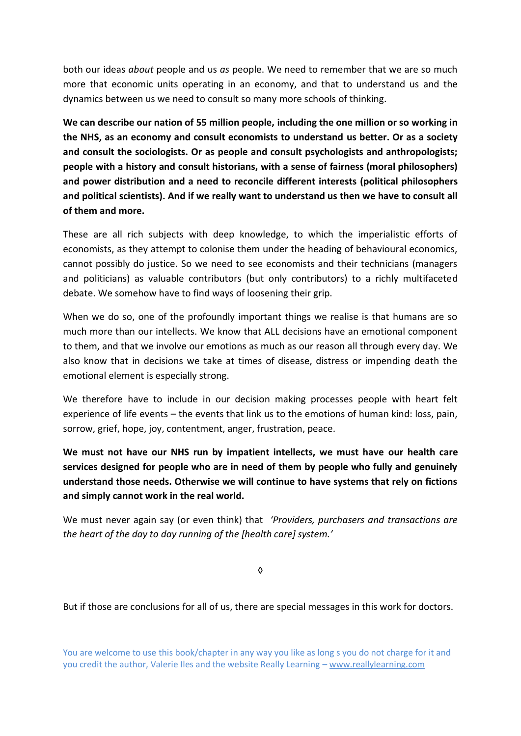both our ideas *about* people and us *as* people. We need to remember that we are so much more that economic units operating in an economy, and that to understand us and the dynamics between us we need to consult so many more schools of thinking.

**We can describe our nation of 55 million people, including the one million or so working in the NHS, as an economy and consult economists to understand us better. Or as a society and consult the sociologists. Or as people and consult psychologists and anthropologists; people with a history and consult historians, with a sense of fairness (moral philosophers) and power distribution and a need to reconcile different interests (political philosophers and political scientists). And if we really want to understand us then we have to consult all of them and more.**

These are all rich subjects with deep knowledge, to which the imperialistic efforts of economists, as they attempt to colonise them under the heading of behavioural economics, cannot possibly do justice. So we need to see economists and their technicians (managers and politicians) as valuable contributors (but only contributors) to a richly multifaceted debate. We somehow have to find ways of loosening their grip.

When we do so, one of the profoundly important things we realise is that humans are so much more than our intellects. We know that ALL decisions have an emotional component to them, and that we involve our emotions as much as our reason all through every day. We also know that in decisions we take at times of disease, distress or impending death the emotional element is especially strong.

We therefore have to include in our decision making processes people with heart felt experience of life events – the events that link us to the emotions of human kind: loss, pain, sorrow, grief, hope, joy, contentment, anger, frustration, peace.

**We must not have our NHS run by impatient intellects, we must have our health care services designed for people who are in need of them by people who fully and genuinely understand those needs. Otherwise we will continue to have systems that rely on fictions and simply cannot work in the real world.**

We must never again say (or even think) that *'Providers, purchasers and transactions are the heart of the day to day running of the [health care] system.'*

◊

But if those are conclusions for all of us, there are special messages in this work for doctors.

You are welcome to use this book/chapter in any way you like as long s you do not charge for it and you credit the author, Valerie Iles and the website Really Learning – www.reallylearning.com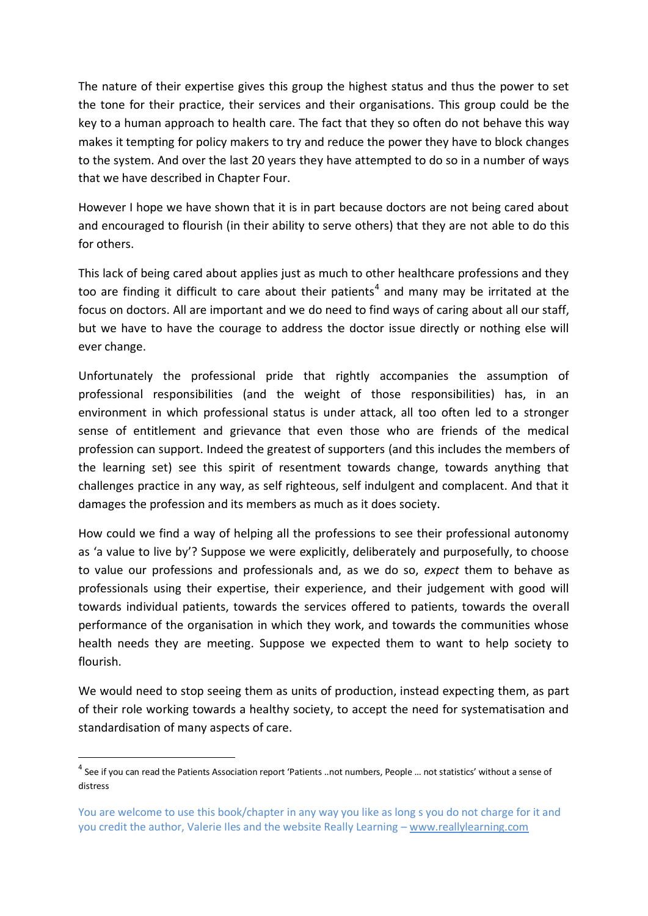The nature of their expertise gives this group the highest status and thus the power to set the tone for their practice, their services and their organisations. This group could be the key to a human approach to health care. The fact that they so often do not behave this way makes it tempting for policy makers to try and reduce the power they have to block changes to the system. And over the last 20 years they have attempted to do so in a number of ways that we have described in Chapter Four.

However I hope we have shown that it is in part because doctors are not being cared about and encouraged to flourish (in their ability to serve others) that they are not able to do this for others.

This lack of being cared about applies just as much to other healthcare professions and they too are finding it difficult to care about their patients[4] and many may be irritated at the focus on doctors. All are important and we do need to find ways of caring about all our staff, but we have to have the courage to address the doctor issue directly or nothing else will ever change.

Unfortunately the professional pride that rightly accompanies the assumption of professional responsibilities (and the weight of those responsibilities) has, in an environment in which professional status is under attack, all too often led to a stronger sense of entitlement and grievance that even those who are friends of the medical profession can support. Indeed the greatest of supporters (and this includes the members of the learning set) see this spirit of resentment towards change, towards anything that challenges practice in any way, as self righteous, self indulgent and complacent. And that it damages the profession and its members as much as it does society.

How could we find a way of helping all the professions to see their professional autonomy as 'a value to live by'? Suppose we were explicitly, deliberately and purposefully, to choose to value our professions and professionals and, as we do so, *expect* them to behave as professionals using their expertise, their experience, and their judgement with good will towards individual patients, towards the services offered to patients, towards the overall performance of the organisation in which they work, and towards the communities whose health needs they are meeting. Suppose we expected them to want to help society to flourish.

We would need to stop seeing them as units of production, instead expecting them, as part of their role working towards a healthy society, to accept the need for systematisation and standardisation of many aspects of care.

---

[4] See if you can read the Patients Association report 'Patients ..not numbers, People … not statistics' without a sense of distress

You are welcome to use this book/chapter in any way you like as long s you do not charge for it and you credit the author, Valerie Iles and the website Really Learning – www.reallylearning.com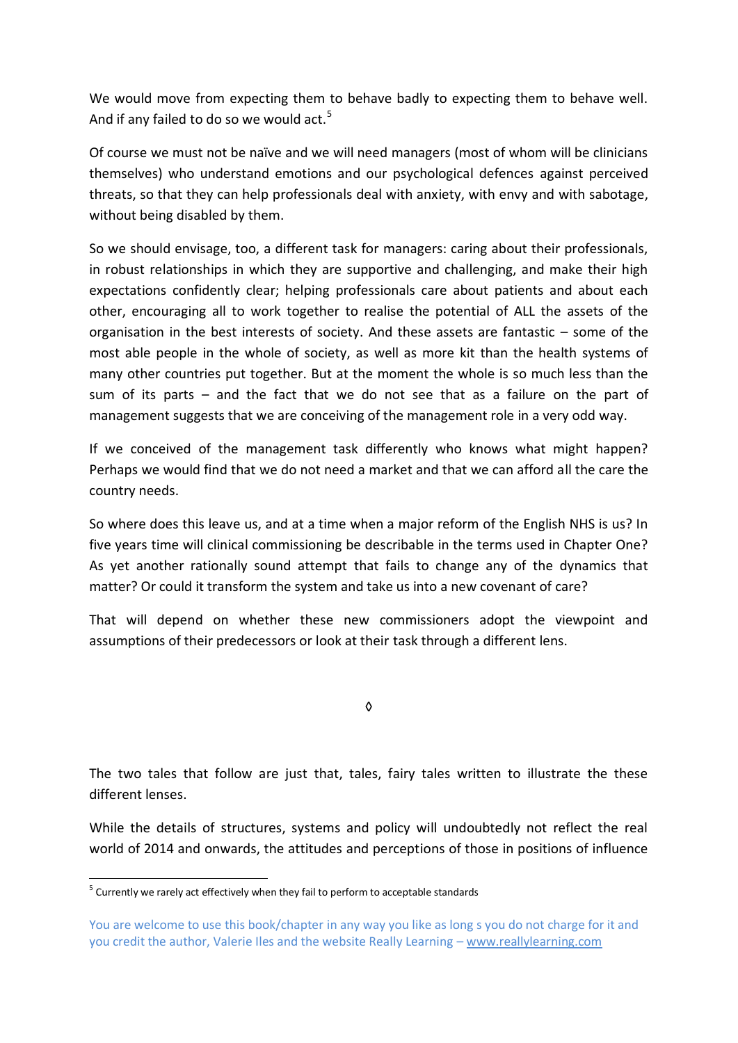We would move from expecting them to behave badly to expecting them to behave well. And if any failed to do so we would act.[5]

Of course we must not be naïve and we will need managers (most of whom will be clinicians themselves) who understand emotions and our psychological defences against perceived threats, so that they can help professionals deal with anxiety, with envy and with sabotage, without being disabled by them.

So we should envisage, too, a different task for managers: caring about their professionals, in robust relationships in which they are supportive and challenging, and make their high expectations confidently clear; helping professionals care about patients and about each other, encouraging all to work together to realise the potential of ALL the assets of the organisation in the best interests of society. And these assets are fantastic – some of the most able people in the whole of society, as well as more kit than the health systems of many other countries put together. But at the moment the whole is so much less than the sum of its parts – and the fact that we do not see that as a failure on the part of management suggests that we are conceiving of the management role in a very odd way.

If we conceived of the management task differently who knows what might happen? Perhaps we would find that we do not need a market and that we can afford all the care the country needs.

So where does this leave us, and at a time when a major reform of the English NHS is us? In five years time will clinical commissioning be describable in the terms used in Chapter One? As yet another rationally sound attempt that fails to change any of the dynamics that matter? Or could it transform the system and take us into a new covenant of care?

That will depend on whether these new commissioners adopt the viewpoint and assumptions of their predecessors or look at their task through a different lens.

◊

The two tales that follow are just that, tales, fairy tales written to illustrate the these different lenses.

While the details of structures, systems and policy will undoubtedly not reflect the real world of 2014 and onwards, the attitudes and perceptions of those in positions of influence

[5] Currently we rarely act effectively when they fail to perform to acceptable standards

You are welcome to use this book/chapter in any way you like as long s you do not charge for it and you credit the author, Valerie Iles and the website Really Learning – www.reallylearning.com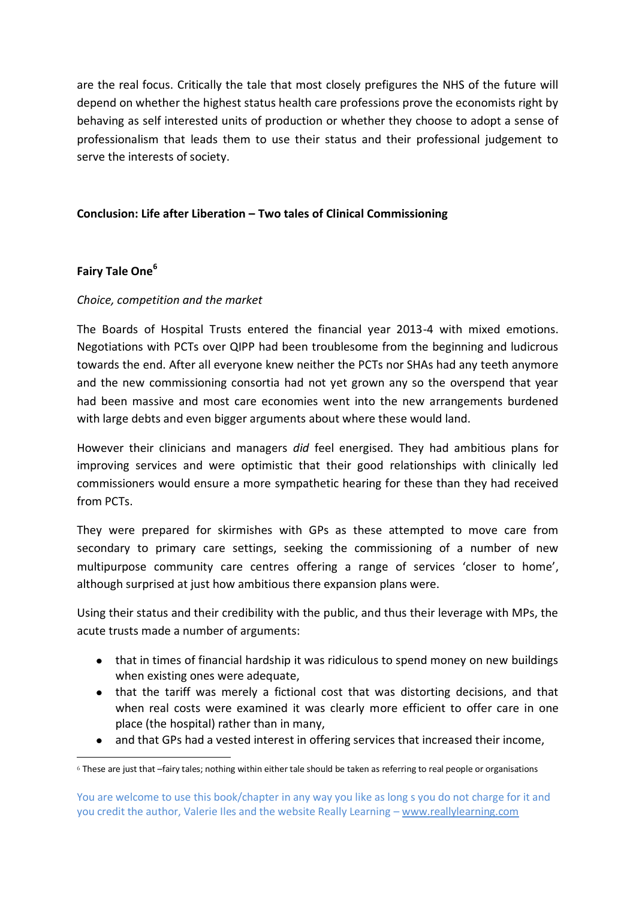are the real focus. Critically the tale that most closely prefigures the NHS of the future will depend on whether the highest status health care professions prove the economists right by behaving as self interested units of production or whether they choose to adopt a sense of professionalism that leads them to use their status and their professional judgement to serve the interests of society.

## Conclusion: Life after Liberation – Two tales of Clinical Commissioning

### Fairy Tale One[6]

*Choice, competition and the market*

The Boards of Hospital Trusts entered the financial year 2013-4 with mixed emotions. Negotiations with PCTs over QIPP had been troublesome from the beginning and ludicrous towards the end. After all everyone knew neither the PCTs nor SHAs had any teeth anymore and the new commissioning consortia had not yet grown any so the overspend that year had been massive and most care economies went into the new arrangements burdened with large debts and even bigger arguments about where these would land.

However their clinicians and managers *did* feel energised. They had ambitious plans for improving services and were optimistic that their good relationships with clinically led commissioners would ensure a more sympathetic hearing for these than they had received from PCTs.

They were prepared for skirmishes with GPs as these attempted to move care from secondary to primary care settings, seeking the commissioning of a number of new multipurpose community care centres offering a range of services 'closer to home', although surprised at just how ambitious there expansion plans were.

Using their status and their credibility with the public, and thus their leverage with MPs, the acute trusts made a number of arguments:

- that in times of financial hardship it was ridiculous to spend money on new buildings when existing ones were adequate,
- that the tariff was merely a fictional cost that was distorting decisions, and that when real costs were examined it was clearly more efficient to offer care in one place (the hospital) rather than in many,
- and that GPs had a vested interest in offering services that increased their income,

[6] These are just that –fairy tales; nothing within either tale should be taken as referring to real people or organisations

You are welcome to use this book/chapter in any way you like as long s you do not charge for it and you credit the author, Valerie Iles and the website Really Learning – www.reallylearning.com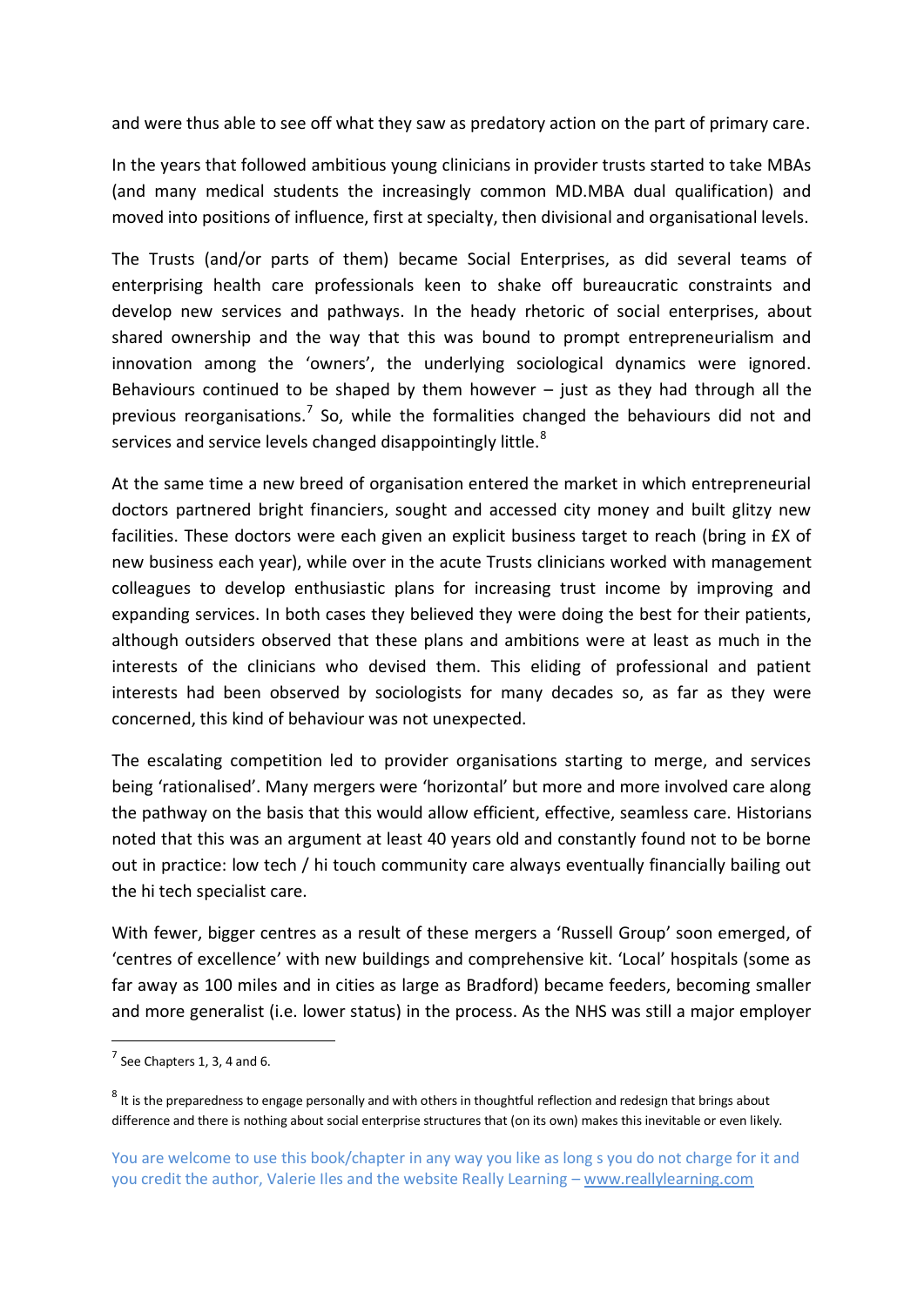and were thus able to see off what they saw as predatory action on the part of primary care.

In the years that followed ambitious young clinicians in provider trusts started to take MBAs (and many medical students the increasingly common MD.MBA dual qualification) and moved into positions of influence, first at specialty, then divisional and organisational levels.

The Trusts (and/or parts of them) became Social Enterprises, as did several teams of enterprising health care professionals keen to shake off bureaucratic constraints and develop new services and pathways. In the heady rhetoric of social enterprises, about shared ownership and the way that this was bound to prompt entrepreneurialism and innovation among the 'owners', the underlying sociological dynamics were ignored. Behaviours continued to be shaped by them however – just as they had through all the previous reorganisations.[7] So, while the formalities changed the behaviours did not and services and service levels changed disappointingly little.[8]

At the same time a new breed of organisation entered the market in which entrepreneurial doctors partnered bright financiers, sought and accessed city money and built glitzy new facilities. These doctors were each given an explicit business target to reach (bring in £X of new business each year), while over in the acute Trusts clinicians worked with management colleagues to develop enthusiastic plans for increasing trust income by improving and expanding services. In both cases they believed they were doing the best for their patients, although outsiders observed that these plans and ambitions were at least as much in the interests of the clinicians who devised them. This eliding of professional and patient interests had been observed by sociologists for many decades so, as far as they were concerned, this kind of behaviour was not unexpected.

The escalating competition led to provider organisations starting to merge, and services being 'rationalised'. Many mergers were 'horizontal' but more and more involved care along the pathway on the basis that this would allow efficient, effective, seamless care. Historians noted that this was an argument at least 40 years old and constantly found not to be borne out in practice: low tech / hi touch community care always eventually financially bailing out the hi tech specialist care.

With fewer, bigger centres as a result of these mergers a 'Russell Group' soon emerged, of 'centres of excellence' with new buildings and comprehensive kit. 'Local' hospitals (some as far away as 100 miles and in cities as large as Bradford) became feeders, becoming smaller and more generalist (i.e. lower status) in the process. As the NHS was still a major employer

---

[7] See Chapters 1, 3, 4 and 6.

[8] It is the preparedness to engage personally and with others in thoughtful reflection and redesign that brings about difference and there is nothing about social enterprise structures that (on its own) makes this inevitable or even likely.

You are welcome to use this book/chapter in any way you like as long s you do not charge for it and you credit the author, Valerie Iles and the website Really Learning – www.reallylearning.com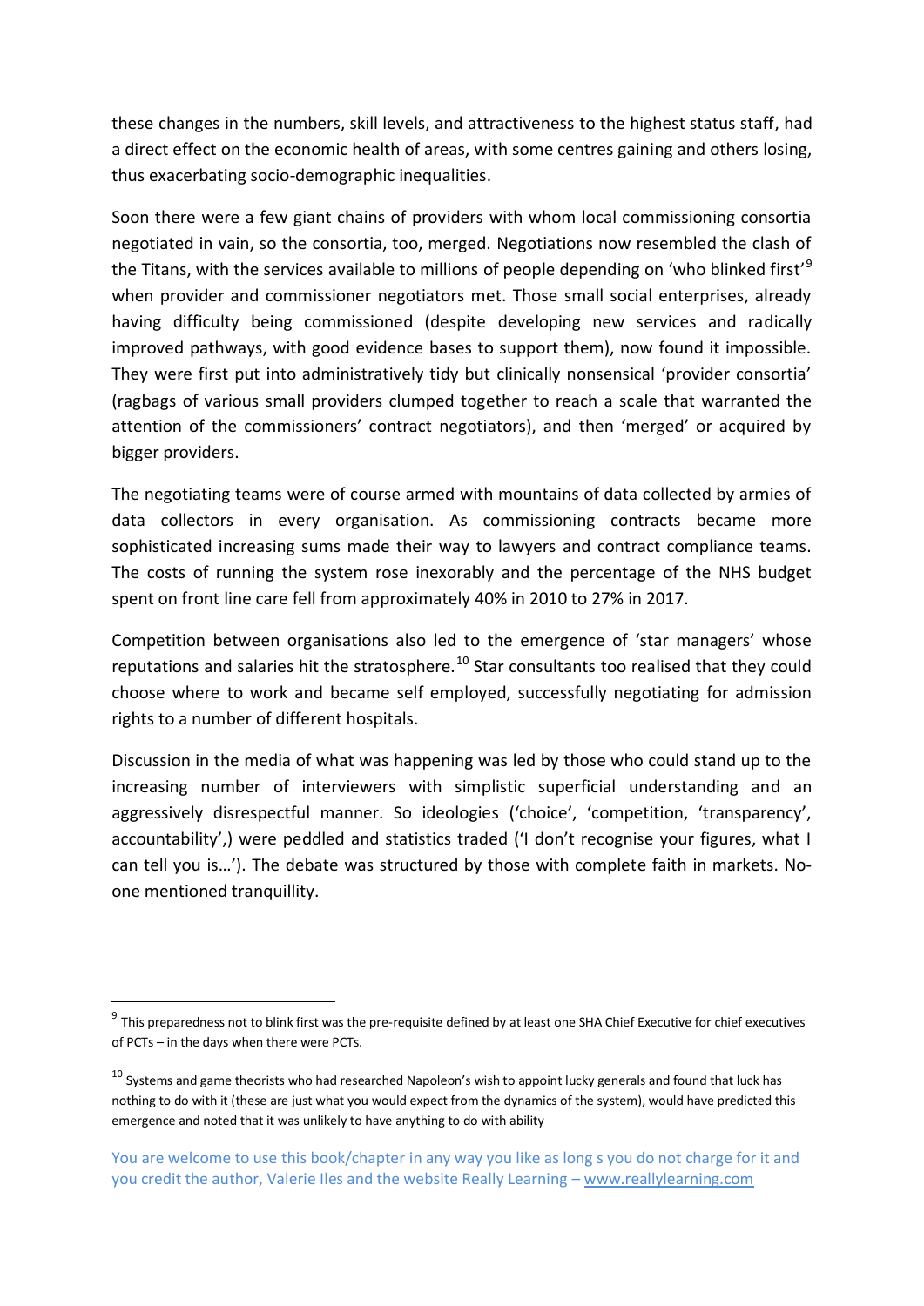these changes in the numbers, skill levels, and attractiveness to the highest status staff, had a direct effect on the economic health of areas, with some centres gaining and others losing, thus exacerbating socio-demographic inequalities.

Soon there were a few giant chains of providers with whom local commissioning consortia negotiated in vain, so the consortia, too, merged. Negotiations now resembled the clash of the Titans, with the services available to millions of people depending on 'who blinked first'[9] when provider and commissioner negotiators met. Those small social enterprises, already having difficulty being commissioned (despite developing new services and radically improved pathways, with good evidence bases to support them), now found it impossible. They were first put into administratively tidy but clinically nonsensical 'provider consortia' (ragbags of various small providers clumped together to reach a scale that warranted the attention of the commissioners' contract negotiators), and then 'merged' or acquired by bigger providers.

The negotiating teams were of course armed with mountains of data collected by armies of data collectors in every organisation. As commissioning contracts became more sophisticated increasing sums made their way to lawyers and contract compliance teams. The costs of running the system rose inexorably and the percentage of the NHS budget spent on front line care fell from approximately 40% in 2010 to 27% in 2017.

Competition between organisations also led to the emergence of 'star managers' whose reputations and salaries hit the stratosphere.[10] Star consultants too realised that they could choose where to work and became self employed, successfully negotiating for admission rights to a number of different hospitals.

Discussion in the media of what was happening was led by those who could stand up to the increasing number of interviewers with simplistic superficial understanding and an aggressively disrespectful manner. So ideologies ('choice', 'competition, 'transparency', accountability',) were peddled and statistics traded ('I don't recognise your figures, what I can tell you is…'). The debate was structured by those with complete faith in markets. No-one mentioned tranquillity.

---

[9] This preparedness not to blink first was the pre-requisite defined by at least one SHA Chief Executive for chief executives of PCTs – in the days when there were PCTs.

[10] Systems and game theorists who had researched Napoleon's wish to appoint lucky generals and found that luck has nothing to do with it (these are just what you would expect from the dynamics of the system), would have predicted this emergence and noted that it was unlikely to have anything to do with ability

You are welcome to use this book/chapter in any way you like as long s you do not charge for it and you credit the author, Valerie Iles and the website Really Learning – www.reallylearning.com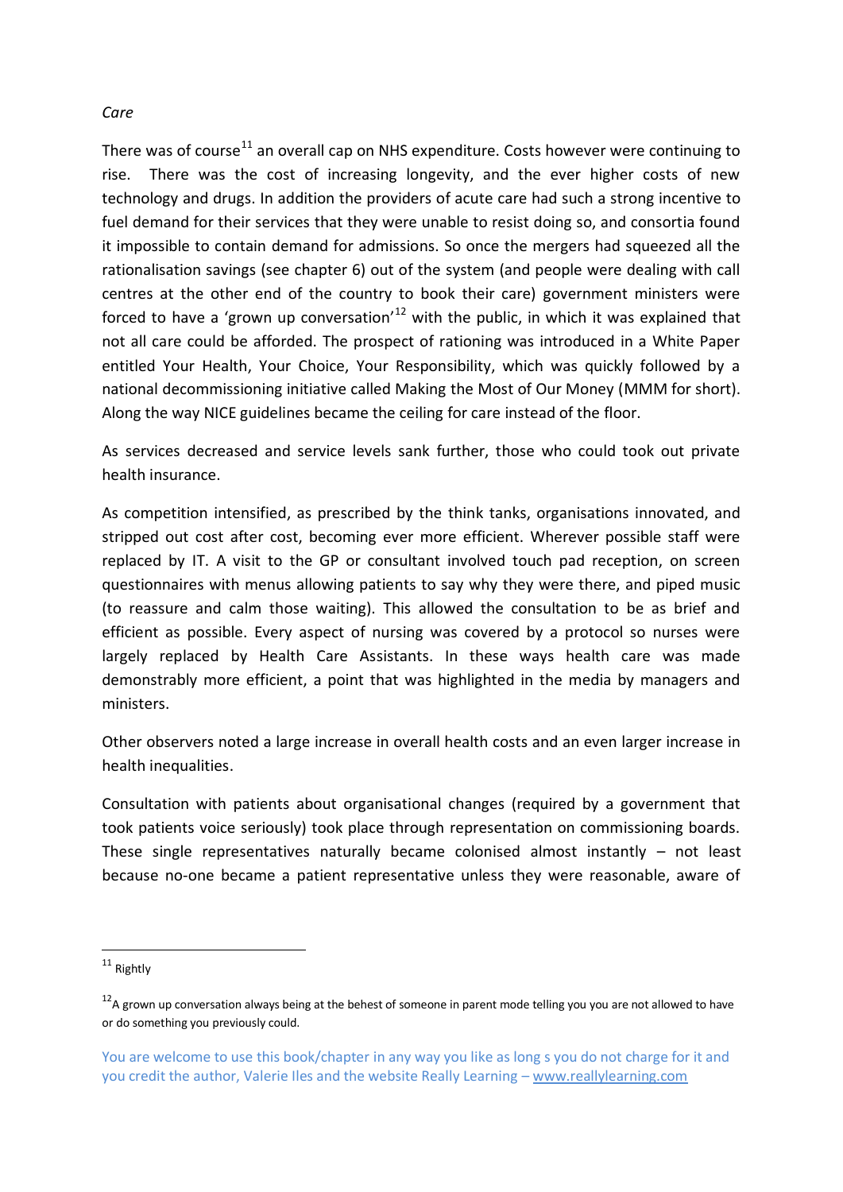*Care*

There was of course[11] an overall cap on NHS expenditure. Costs however were continuing to rise. There was the cost of increasing longevity, and the ever higher costs of new technology and drugs. In addition the providers of acute care had such a strong incentive to fuel demand for their services that they were unable to resist doing so, and consortia found it impossible to contain demand for admissions. So once the mergers had squeezed all the rationalisation savings (see chapter 6) out of the system (and people were dealing with call centres at the other end of the country to book their care) government ministers were forced to have a 'grown up conversation'[12] with the public, in which it was explained that not all care could be afforded. The prospect of rationing was introduced in a White Paper entitled Your Health, Your Choice, Your Responsibility, which was quickly followed by a national decommissioning initiative called Making the Most of Our Money (MMM for short). Along the way NICE guidelines became the ceiling for care instead of the floor.

As services decreased and service levels sank further, those who could took out private health insurance.

As competition intensified, as prescribed by the think tanks, organisations innovated, and stripped out cost after cost, becoming ever more efficient. Wherever possible staff were replaced by IT. A visit to the GP or consultant involved touch pad reception, on screen questionnaires with menus allowing patients to say why they were there, and piped music (to reassure and calm those waiting). This allowed the consultation to be as brief and efficient as possible. Every aspect of nursing was covered by a protocol so nurses were largely replaced by Health Care Assistants. In these ways health care was made demonstrably more efficient, a point that was highlighted in the media by managers and ministers.

Other observers noted a large increase in overall health costs and an even larger increase in health inequalities.

Consultation with patients about organisational changes (required by a government that took patients voice seriously) took place through representation on commissioning boards. These single representatives naturally became colonised almost instantly – not least because no-one became a patient representative unless they were reasonable, aware of

---

[11] Rightly

[12] A grown up conversation always being at the behest of someone in parent mode telling you you are not allowed to have or do something you previously could.

You are welcome to use this book/chapter in any way you like as long s you do not charge for it and you credit the author, Valerie Iles and the website Really Learning – www.reallylearning.com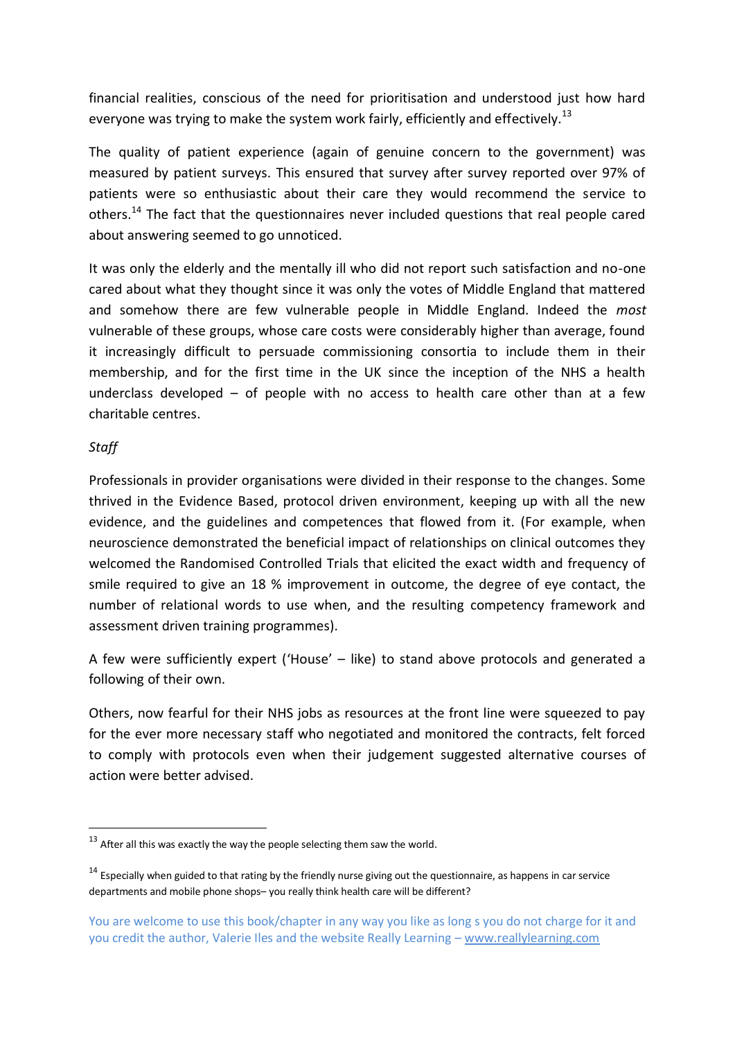financial realities, conscious of the need for prioritisation and understood just how hard everyone was trying to make the system work fairly, efficiently and effectively.[13]

The quality of patient experience (again of genuine concern to the government) was measured by patient surveys. This ensured that survey after survey reported over 97% of patients were so enthusiastic about their care they would recommend the service to others.[14] The fact that the questionnaires never included questions that real people cared about answering seemed to go unnoticed.

It was only the elderly and the mentally ill who did not report such satisfaction and no-one cared about what they thought since it was only the votes of Middle England that mattered and somehow there are few vulnerable people in Middle England. Indeed the *most* vulnerable of these groups, whose care costs were considerably higher than average, found it increasingly difficult to persuade commissioning consortia to include them in their membership, and for the first time in the UK since the inception of the NHS a health underclass developed – of people with no access to health care other than at a few charitable centres.

*Staff*

Professionals in provider organisations were divided in their response to the changes. Some thrived in the Evidence Based, protocol driven environment, keeping up with all the new evidence, and the guidelines and competences that flowed from it. (For example, when neuroscience demonstrated the beneficial impact of relationships on clinical outcomes they welcomed the Randomised Controlled Trials that elicited the exact width and frequency of smile required to give an 18 % improvement in outcome, the degree of eye contact, the number of relational words to use when, and the resulting competency framework and assessment driven training programmes).

A few were sufficiently expert ('House' – like) to stand above protocols and generated a following of their own.

Others, now fearful for their NHS jobs as resources at the front line were squeezed to pay for the ever more necessary staff who negotiated and monitored the contracts, felt forced to comply with protocols even when their judgement suggested alternative courses of action were better advised.

---

[13] After all this was exactly the way the people selecting them saw the world.

[14] Especially when guided to that rating by the friendly nurse giving out the questionnaire, as happens in car service departments and mobile phone shops– you really think health care will be different?

You are welcome to use this book/chapter in any way you like as long s you do not charge for it and you credit the author, Valerie Iles and the website Really Learning – www.reallylearning.com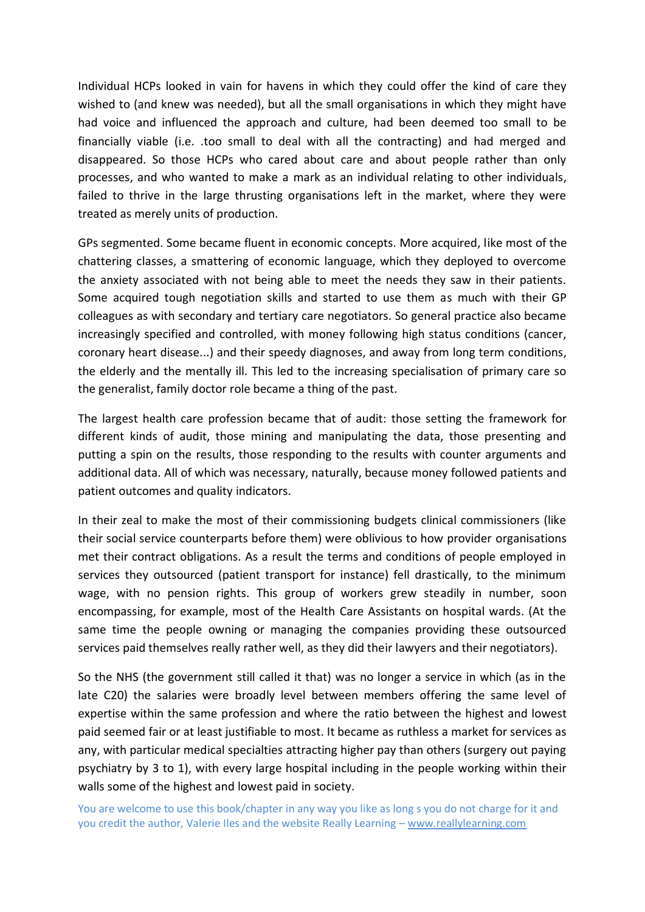Individual HCPs looked in vain for havens in which they could offer the kind of care they wished to (and knew was needed), but all the small organisations in which they might have had voice and influenced the approach and culture, had been deemed too small to be financially viable (i.e. .too small to deal with all the contracting) and had merged and disappeared. So those HCPs who cared about care and about people rather than only processes, and who wanted to make a mark as an individual relating to other individuals, failed to thrive in the large thrusting organisations left in the market, where they were treated as merely units of production.

GPs segmented. Some became fluent in economic concepts. More acquired, like most of the chattering classes, a smattering of economic language, which they deployed to overcome the anxiety associated with not being able to meet the needs they saw in their patients. Some acquired tough negotiation skills and started to use them as much with their GP colleagues as with secondary and tertiary care negotiators. So general practice also became increasingly specified and controlled, with money following high status conditions (cancer, coronary heart disease...) and their speedy diagnoses, and away from long term conditions, the elderly and the mentally ill. This led to the increasing specialisation of primary care so the generalist, family doctor role became a thing of the past.

The largest health care profession became that of audit: those setting the framework for different kinds of audit, those mining and manipulating the data, those presenting and putting a spin on the results, those responding to the results with counter arguments and additional data. All of which was necessary, naturally, because money followed patients and patient outcomes and quality indicators.

In their zeal to make the most of their commissioning budgets clinical commissioners (like their social service counterparts before them) were oblivious to how provider organisations met their contract obligations. As a result the terms and conditions of people employed in services they outsourced (patient transport for instance) fell drastically, to the minimum wage, with no pension rights. This group of workers grew steadily in number, soon encompassing, for example, most of the Health Care Assistants on hospital wards. (At the same time the people owning or managing the companies providing these outsourced services paid themselves really rather well, as they did their lawyers and their negotiators).

So the NHS (the government still called it that) was no longer a service in which (as in the late C20) the salaries were broadly level between members offering the same level of expertise within the same profession and where the ratio between the highest and lowest paid seemed fair or at least justifiable to most. It became as ruthless a market for services as any, with particular medical specialties attracting higher pay than others (surgery out paying psychiatry by 3 to 1), with every large hospital including in the people working within their walls some of the highest and lowest paid in society.

You are welcome to use this book/chapter in any way you like as long s you do not charge for it and you credit the author, Valerie Iles and the website Really Learning – www.reallylearning.com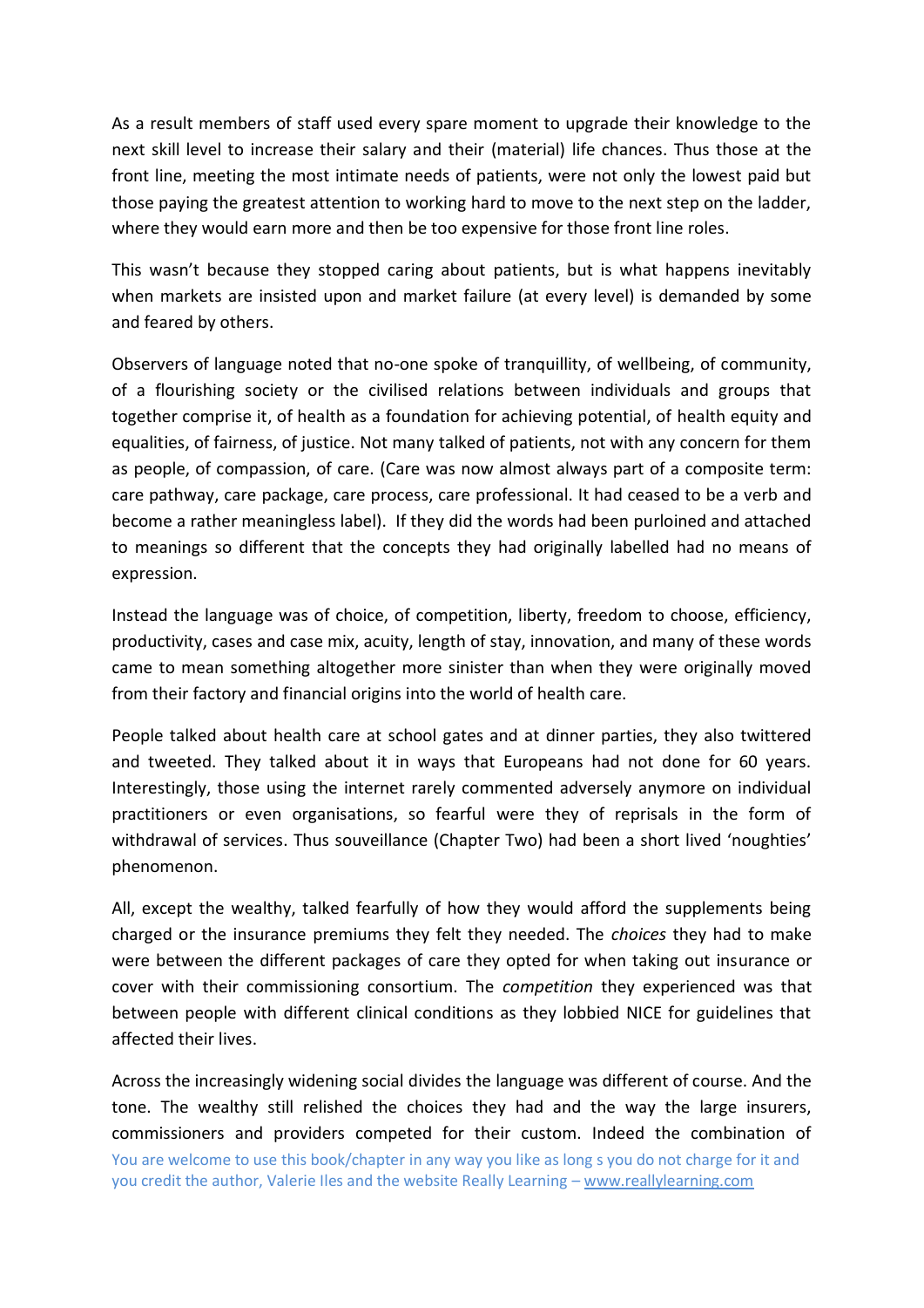As a result members of staff used every spare moment to upgrade their knowledge to the next skill level to increase their salary and their (material) life chances. Thus those at the front line, meeting the most intimate needs of patients, were not only the lowest paid but those paying the greatest attention to working hard to move to the next step on the ladder, where they would earn more and then be too expensive for those front line roles.

This wasn't because they stopped caring about patients, but is what happens inevitably when markets are insisted upon and market failure (at every level) is demanded by some and feared by others.

Observers of language noted that no-one spoke of tranquillity, of wellbeing, of community, of a flourishing society or the civilised relations between individuals and groups that together comprise it, of health as a foundation for achieving potential, of health equity and equalities, of fairness, of justice. Not many talked of patients, not with any concern for them as people, of compassion, of care. (Care was now almost always part of a composite term: care pathway, care package, care process, care professional. It had ceased to be a verb and become a rather meaningless label). If they did the words had been purloined and attached to meanings so different that the concepts they had originally labelled had no means of expression.

Instead the language was of choice, of competition, liberty, freedom to choose, efficiency, productivity, cases and case mix, acuity, length of stay, innovation, and many of these words came to mean something altogether more sinister than when they were originally moved from their factory and financial origins into the world of health care.

People talked about health care at school gates and at dinner parties, they also twittered and tweeted. They talked about it in ways that Europeans had not done for 60 years. Interestingly, those using the internet rarely commented adversely anymore on individual practitioners or even organisations, so fearful were they of reprisals in the form of withdrawal of services. Thus souveillance (Chapter Two) had been a short lived 'noughties' phenomenon.

All, except the wealthy, talked fearfully of how they would afford the supplements being charged or the insurance premiums they felt they needed. The *choices* they had to make were between the different packages of care they opted for when taking out insurance or cover with their commissioning consortium. The *competition* they experienced was that between people with different clinical conditions as they lobbied NICE for guidelines that affected their lives.

Across the increasingly widening social divides the language was different of course. And the tone. The wealthy still relished the choices they had and the way the large insurers, commissioners and providers competed for their custom. Indeed the combination of

You are welcome to use this book/chapter in any way you like as long s you do not charge for it and you credit the author, Valerie Iles and the website Really Learning – www.reallylearning.com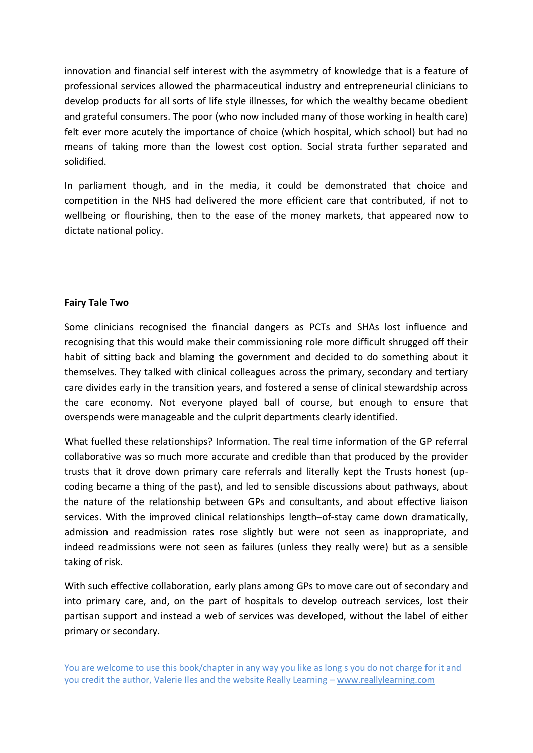innovation and financial self interest with the asymmetry of knowledge that is a feature of professional services allowed the pharmaceutical industry and entrepreneurial clinicians to develop products for all sorts of life style illnesses, for which the wealthy became obedient and grateful consumers. The poor (who now included many of those working in health care) felt ever more acutely the importance of choice (which hospital, which school) but had no means of taking more than the lowest cost option. Social strata further separated and solidified.

In parliament though, and in the media, it could be demonstrated that choice and competition in the NHS had delivered the more efficient care that contributed, if not to wellbeing or flourishing, then to the ease of the money markets, that appeared now to dictate national policy.

**Fairy Tale Two**

Some clinicians recognised the financial dangers as PCTs and SHAs lost influence and recognising that this would make their commissioning role more difficult shrugged off their habit of sitting back and blaming the government and decided to do something about it themselves. They talked with clinical colleagues across the primary, secondary and tertiary care divides early in the transition years, and fostered a sense of clinical stewardship across the care economy. Not everyone played ball of course, but enough to ensure that overspends were manageable and the culprit departments clearly identified.

What fuelled these relationships? Information. The real time information of the GP referral collaborative was so much more accurate and credible than that produced by the provider trusts that it drove down primary care referrals and literally kept the Trusts honest (up-coding became a thing of the past), and led to sensible discussions about pathways, about the nature of the relationship between GPs and consultants, and about effective liaison services. With the improved clinical relationships length–of-stay came down dramatically, admission and readmission rates rose slightly but were not seen as inappropriate, and indeed readmissions were not seen as failures (unless they really were) but as a sensible taking of risk.

With such effective collaboration, early plans among GPs to move care out of secondary and into primary care, and, on the part of hospitals to develop outreach services, lost their partisan support and instead a web of services was developed, without the label of either primary or secondary.

You are welcome to use this book/chapter in any way you like as long s you do not charge for it and you credit the author, Valerie Iles and the website Really Learning – www.reallylearning.com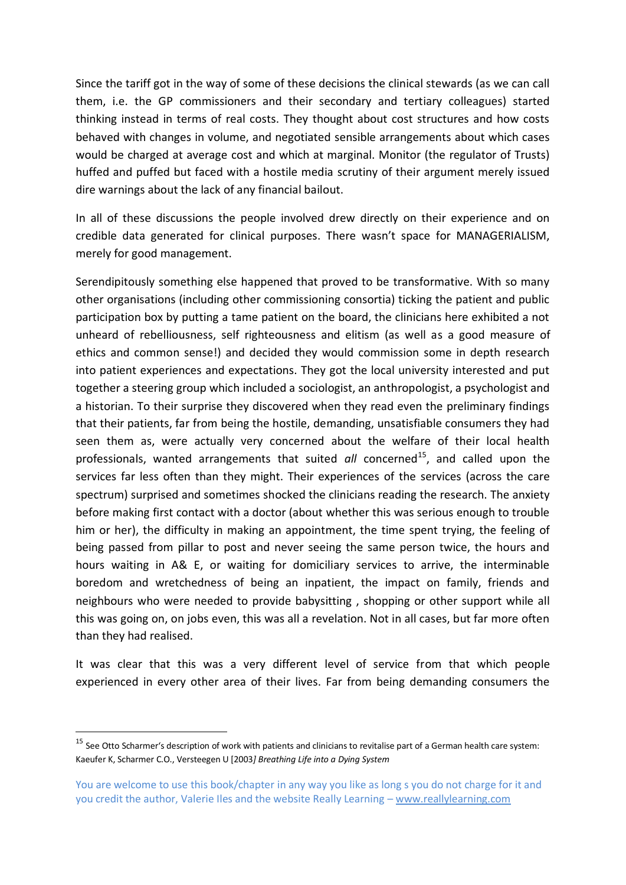Since the tariff got in the way of some of these decisions the clinical stewards (as we can call them, i.e. the GP commissioners and their secondary and tertiary colleagues) started thinking instead in terms of real costs. They thought about cost structures and how costs behaved with changes in volume, and negotiated sensible arrangements about which cases would be charged at average cost and which at marginal. Monitor (the regulator of Trusts) huffed and puffed but faced with a hostile media scrutiny of their argument merely issued dire warnings about the lack of any financial bailout.

In all of these discussions the people involved drew directly on their experience and on credible data generated for clinical purposes. There wasn't space for MANAGERIALISM, merely for good management.

Serendipitously something else happened that proved to be transformative. With so many other organisations (including other commissioning consortia) ticking the patient and public participation box by putting a tame patient on the board, the clinicians here exhibited a not unheard of rebelliousness, self righteousness and elitism (as well as a good measure of ethics and common sense!) and decided they would commission some in depth research into patient experiences and expectations. They got the local university interested and put together a steering group which included a sociologist, an anthropologist, a psychologist and a historian. To their surprise they discovered when they read even the preliminary findings that their patients, far from being the hostile, demanding, unsatisfiable consumers they had seen them as, were actually very concerned about the welfare of their local health professionals, wanted arrangements that suited *all* concerned[15], and called upon the services far less often than they might. Their experiences of the services (across the care spectrum) surprised and sometimes shocked the clinicians reading the research. The anxiety before making first contact with a doctor (about whether this was serious enough to trouble him or her), the difficulty in making an appointment, the time spent trying, the feeling of being passed from pillar to post and never seeing the same person twice, the hours and hours waiting in A& E, or waiting for domiciliary services to arrive, the interminable boredom and wretchedness of being an inpatient, the impact on family, friends and neighbours who were needed to provide babysitting , shopping or other support while all this was going on, on jobs even, this was all a revelation. Not in all cases, but far more often than they had realised.

It was clear that this was a very different level of service from that which people experienced in every other area of their lives. Far from being demanding consumers the

---

[15] See Otto Scharmer's description of work with patients and clinicians to revitalise part of a German health care system: Kaeufer K, Scharmer C.O., Versteegen U [2003*] Breathing Life into a Dying System*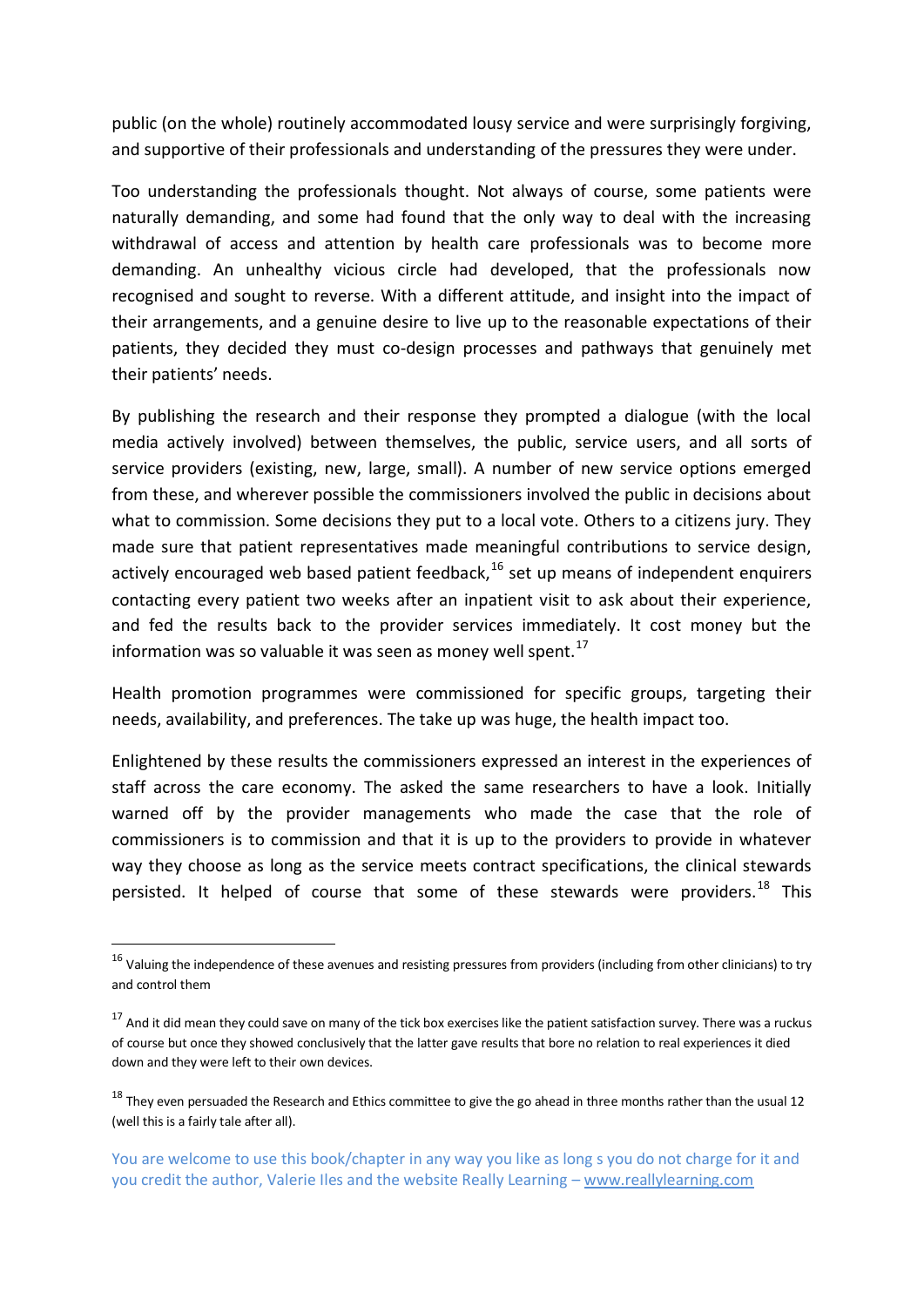public (on the whole) routinely accommodated lousy service and were surprisingly forgiving, and supportive of their professionals and understanding of the pressures they were under.

Too understanding the professionals thought. Not always of course, some patients were naturally demanding, and some had found that the only way to deal with the increasing withdrawal of access and attention by health care professionals was to become more demanding. An unhealthy vicious circle had developed, that the professionals now recognised and sought to reverse. With a different attitude, and insight into the impact of their arrangements, and a genuine desire to live up to the reasonable expectations of their patients, they decided they must co-design processes and pathways that genuinely met their patients' needs.

By publishing the research and their response they prompted a dialogue (with the local media actively involved) between themselves, the public, service users, and all sorts of service providers (existing, new, large, small). A number of new service options emerged from these, and wherever possible the commissioners involved the public in decisions about what to commission. Some decisions they put to a local vote. Others to a citizens jury. They made sure that patient representatives made meaningful contributions to service design, actively encouraged web based patient feedback,[16] set up means of independent enquirers contacting every patient two weeks after an inpatient visit to ask about their experience, and fed the results back to the provider services immediately. It cost money but the information was so valuable it was seen as money well spent.[17]

Health promotion programmes were commissioned for specific groups, targeting their needs, availability, and preferences. The take up was huge, the health impact too.

Enlightened by these results the commissioners expressed an interest in the experiences of staff across the care economy. The asked the same researchers to have a look. Initially warned off by the provider managements who made the case that the role of commissioners is to commission and that it is up to the providers to provide in whatever way they choose as long as the service meets contract specifications, the clinical stewards persisted. It helped of course that some of these stewards were providers.[18] This

[16] Valuing the independence of these avenues and resisting pressures from providers (including from other clinicians) to try and control them

[17] And it did mean they could save on many of the tick box exercises like the patient satisfaction survey. There was a ruckus of course but once they showed conclusively that the latter gave results that bore no relation to real experiences it died down and they were left to their own devices.

[18] They even persuaded the Research and Ethics committee to give the go ahead in three months rather than the usual 12 (well this is a fairly tale after all).

You are welcome to use this book/chapter in any way you like as long s you do not charge for it and you credit the author, Valerie Iles and the website Really Learning – www.reallylearning.com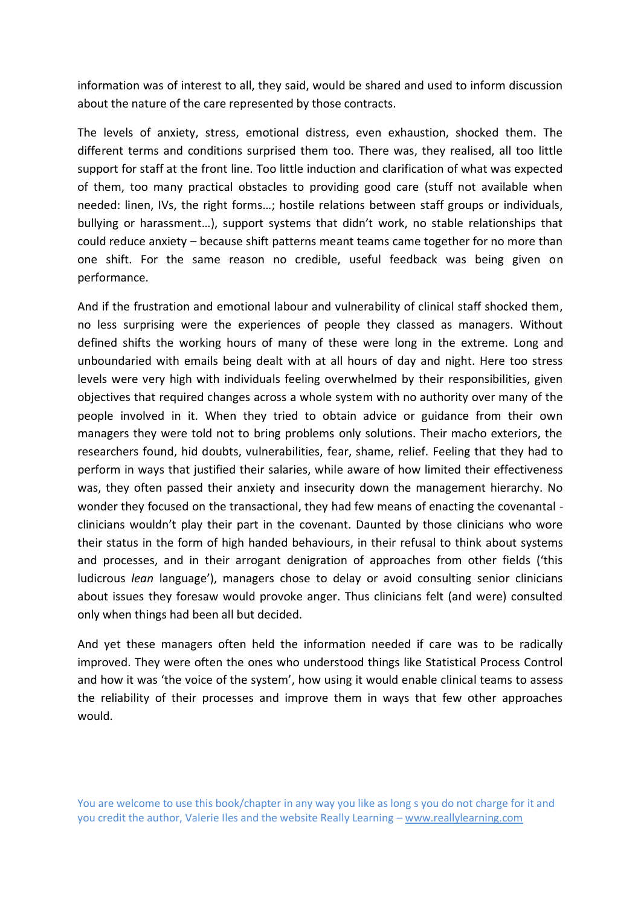information was of interest to all, they said, would be shared and used to inform discussion about the nature of the care represented by those contracts.

The levels of anxiety, stress, emotional distress, even exhaustion, shocked them. The different terms and conditions surprised them too. There was, they realised, all too little support for staff at the front line. Too little induction and clarification of what was expected of them, too many practical obstacles to providing good care (stuff not available when needed: linen, IVs, the right forms…; hostile relations between staff groups or individuals, bullying or harassment…), support systems that didn't work, no stable relationships that could reduce anxiety – because shift patterns meant teams came together for no more than one shift. For the same reason no credible, useful feedback was being given on performance.

And if the frustration and emotional labour and vulnerability of clinical staff shocked them, no less surprising were the experiences of people they classed as managers. Without defined shifts the working hours of many of these were long in the extreme. Long and unboundaried with emails being dealt with at all hours of day and night. Here too stress levels were very high with individuals feeling overwhelmed by their responsibilities, given objectives that required changes across a whole system with no authority over many of the people involved in it. When they tried to obtain advice or guidance from their own managers they were told not to bring problems only solutions. Their macho exteriors, the researchers found, hid doubts, vulnerabilities, fear, shame, relief. Feeling that they had to perform in ways that justified their salaries, while aware of how limited their effectiveness was, they often passed their anxiety and insecurity down the management hierarchy. No wonder they focused on the transactional, they had few means of enacting the covenantal - clinicians wouldn't play their part in the covenant. Daunted by those clinicians who wore their status in the form of high handed behaviours, in their refusal to think about systems and processes, and in their arrogant denigration of approaches from other fields ('this ludicrous *lean* language'), managers chose to delay or avoid consulting senior clinicians about issues they foresaw would provoke anger. Thus clinicians felt (and were) consulted only when things had been all but decided.

And yet these managers often held the information needed if care was to be radically improved. They were often the ones who understood things like Statistical Process Control and how it was 'the voice of the system', how using it would enable clinical teams to assess the reliability of their processes and improve them in ways that few other approaches would.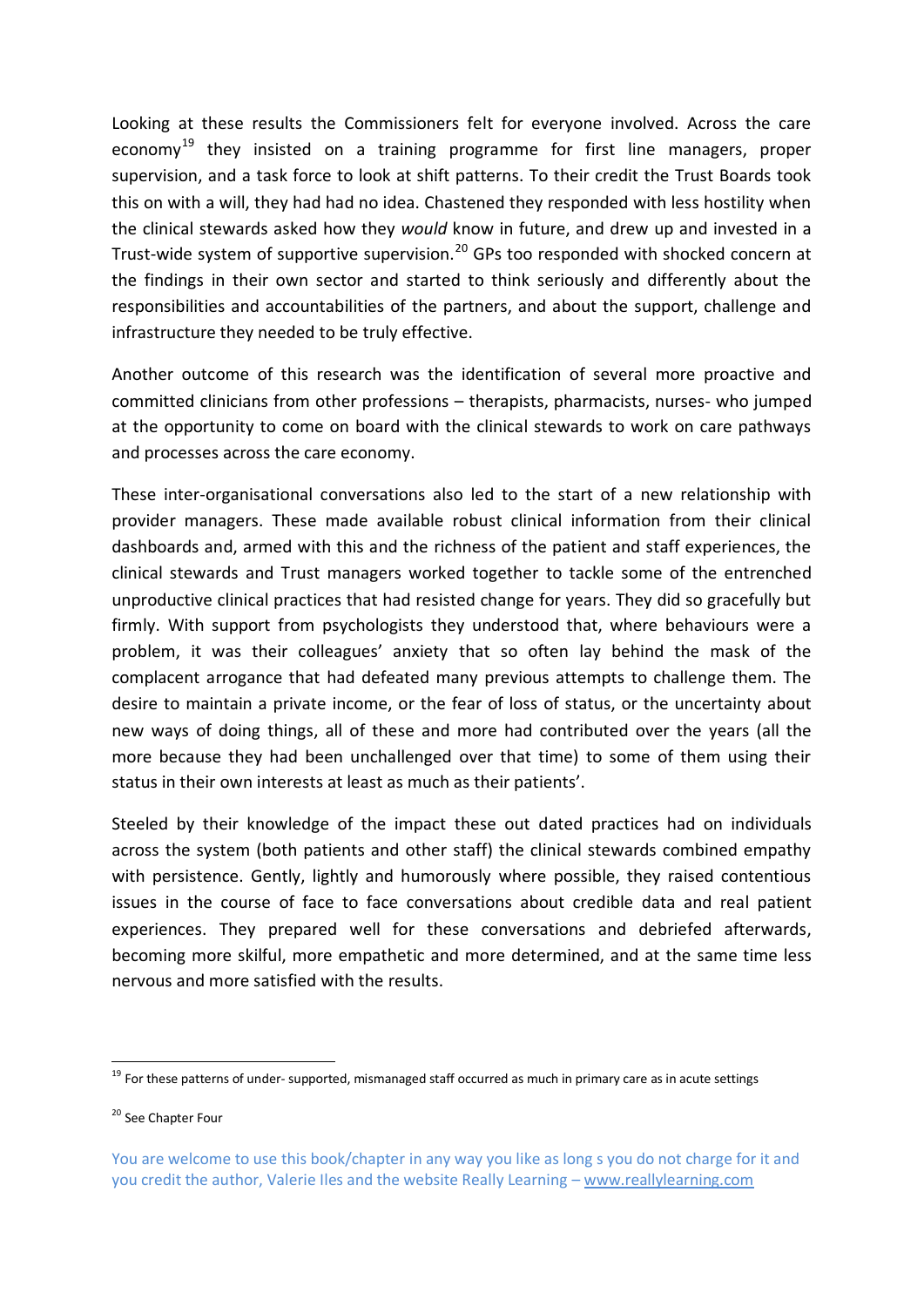Looking at these results the Commissioners felt for everyone involved. Across the care economy[19] they insisted on a training programme for first line managers, proper supervision, and a task force to look at shift patterns. To their credit the Trust Boards took this on with a will, they had had no idea. Chastened they responded with less hostility when the clinical stewards asked how they *would* know in future, and drew up and invested in a Trust-wide system of supportive supervision.[20] GPs too responded with shocked concern at the findings in their own sector and started to think seriously and differently about the responsibilities and accountabilities of the partners, and about the support, challenge and infrastructure they needed to be truly effective.

Another outcome of this research was the identification of several more proactive and committed clinicians from other professions – therapists, pharmacists, nurses- who jumped at the opportunity to come on board with the clinical stewards to work on care pathways and processes across the care economy.

These inter-organisational conversations also led to the start of a new relationship with provider managers. These made available robust clinical information from their clinical dashboards and, armed with this and the richness of the patient and staff experiences, the clinical stewards and Trust managers worked together to tackle some of the entrenched unproductive clinical practices that had resisted change for years. They did so gracefully but firmly. With support from psychologists they understood that, where behaviours were a problem, it was their colleagues' anxiety that so often lay behind the mask of the complacent arrogance that had defeated many previous attempts to challenge them. The desire to maintain a private income, or the fear of loss of status, or the uncertainty about new ways of doing things, all of these and more had contributed over the years (all the more because they had been unchallenged over that time) to some of them using their status in their own interests at least as much as their patients'.

Steeled by their knowledge of the impact these out dated practices had on individuals across the system (both patients and other staff) the clinical stewards combined empathy with persistence. Gently, lightly and humorously where possible, they raised contentious issues in the course of face to face conversations about credible data and real patient experiences. They prepared well for these conversations and debriefed afterwards, becoming more skilful, more empathetic and more determined, and at the same time less nervous and more satisfied with the results.

---

[19] For these patterns of under- supported, mismanaged staff occurred as much in primary care as in acute settings

[20] See Chapter Four

You are welcome to use this book/chapter in any way you like as long s you do not charge for it and you credit the author, Valerie Iles and the website Really Learning – www.reallylearning.com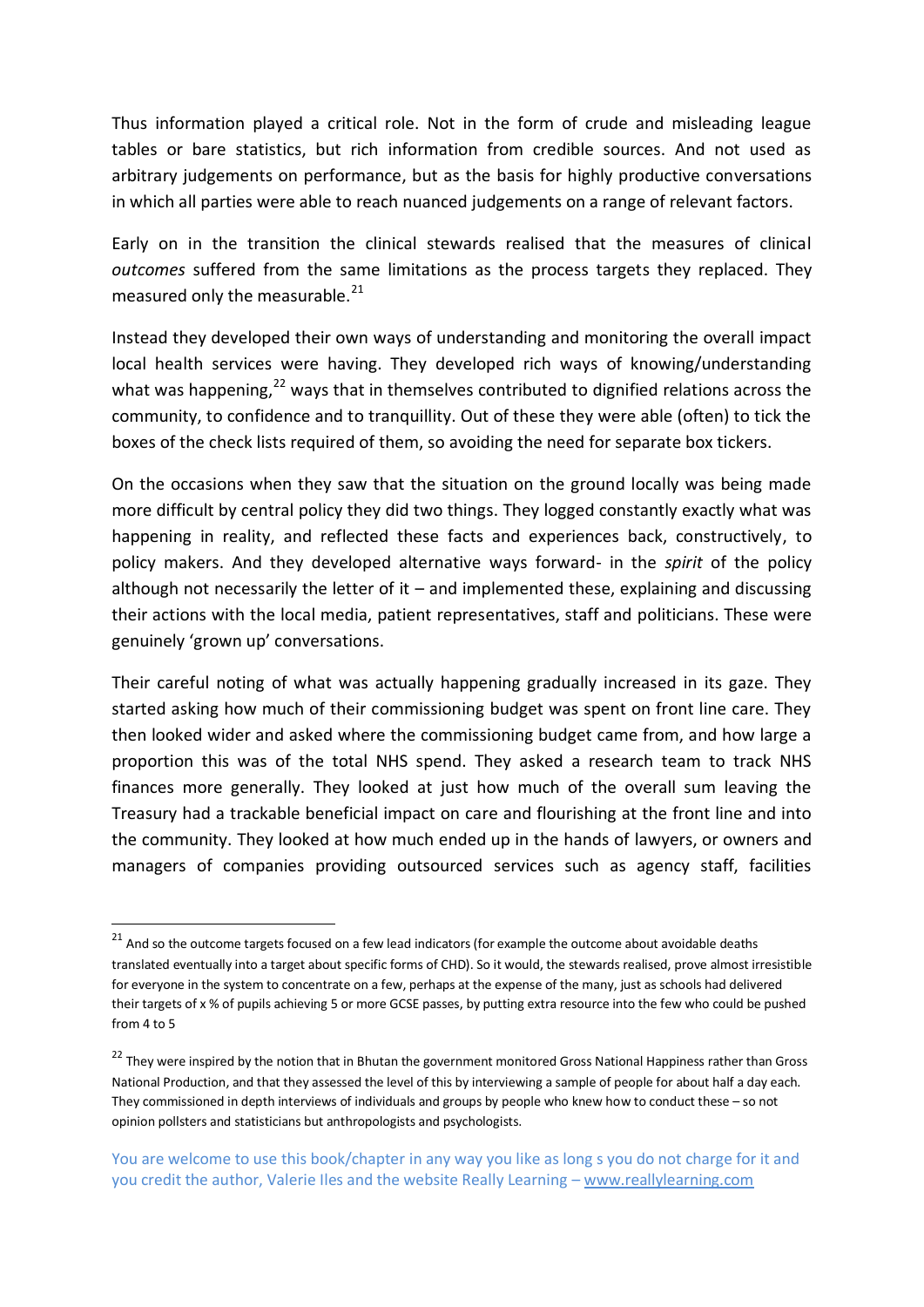Thus information played a critical role. Not in the form of crude and misleading league tables or bare statistics, but rich information from credible sources. And not used as arbitrary judgements on performance, but as the basis for highly productive conversations in which all parties were able to reach nuanced judgements on a range of relevant factors.

Early on in the transition the clinical stewards realised that the measures of clinical *outcomes* suffered from the same limitations as the process targets they replaced. They measured only the measurable.[21]

Instead they developed their own ways of understanding and monitoring the overall impact local health services were having. They developed rich ways of knowing/understanding what was happening,[22] ways that in themselves contributed to dignified relations across the community, to confidence and to tranquillity. Out of these they were able (often) to tick the boxes of the check lists required of them, so avoiding the need for separate box tickers.

On the occasions when they saw that the situation on the ground locally was being made more difficult by central policy they did two things. They logged constantly exactly what was happening in reality, and reflected these facts and experiences back, constructively, to policy makers. And they developed alternative ways forward- in the *spirit* of the policy although not necessarily the letter of it – and implemented these, explaining and discussing their actions with the local media, patient representatives, staff and politicians. These were genuinely 'grown up' conversations.

Their careful noting of what was actually happening gradually increased in its gaze. They started asking how much of their commissioning budget was spent on front line care. They then looked wider and asked where the commissioning budget came from, and how large a proportion this was of the total NHS spend. They asked a research team to track NHS finances more generally. They looked at just how much of the overall sum leaving the Treasury had a trackable beneficial impact on care and flourishing at the front line and into the community. They looked at how much ended up in the hands of lawyers, or owners and managers of companies providing outsourced services such as agency staff, facilities

---

[21] And so the outcome targets focused on a few lead indicators (for example the outcome about avoidable deaths translated eventually into a target about specific forms of CHD). So it would, the stewards realised, prove almost irresistible for everyone in the system to concentrate on a few, perhaps at the expense of the many, just as schools had delivered their targets of x % of pupils achieving 5 or more GCSE passes, by putting extra resource into the few who could be pushed from 4 to 5

[22] They were inspired by the notion that in Bhutan the government monitored Gross National Happiness rather than Gross National Production, and that they assessed the level of this by interviewing a sample of people for about half a day each. They commissioned in depth interviews of individuals and groups by people who knew how to conduct these – so not opinion pollsters and statisticians but anthropologists and psychologists.

You are welcome to use this book/chapter in any way you like as long s you do not charge for it and you credit the author, Valerie Iles and the website Really Learning – www.reallylearning.com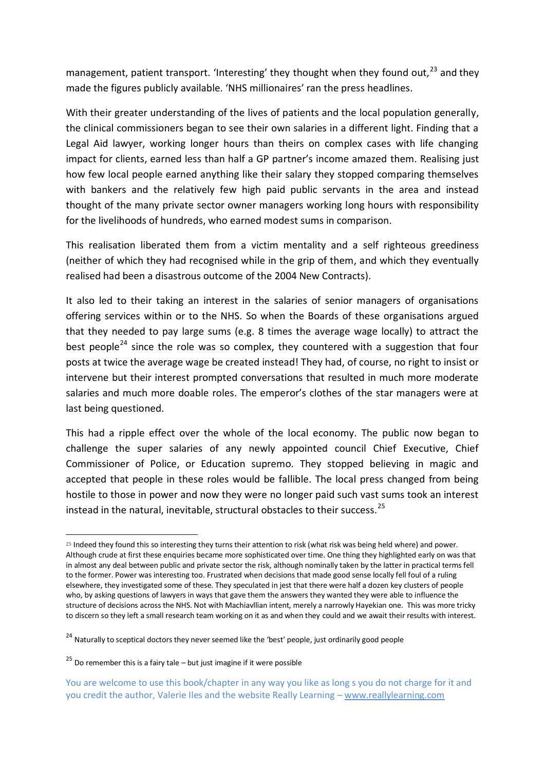management, patient transport. 'Interesting' they thought when they found out,[23] and they made the figures publicly available. 'NHS millionaires' ran the press headlines.

With their greater understanding of the lives of patients and the local population generally, the clinical commissioners began to see their own salaries in a different light. Finding that a Legal Aid lawyer, working longer hours than theirs on complex cases with life changing impact for clients, earned less than half a GP partner's income amazed them. Realising just how few local people earned anything like their salary they stopped comparing themselves with bankers and the relatively few high paid public servants in the area and instead thought of the many private sector owner managers working long hours with responsibility for the livelihoods of hundreds, who earned modest sums in comparison.

This realisation liberated them from a victim mentality and a self righteous greediness (neither of which they had recognised while in the grip of them, and which they eventually realised had been a disastrous outcome of the 2004 New Contracts).

It also led to their taking an interest in the salaries of senior managers of organisations offering services within or to the NHS. So when the Boards of these organisations argued that they needed to pay large sums (e.g. 8 times the average wage locally) to attract the best people[24] since the role was so complex, they countered with a suggestion that four posts at twice the average wage be created instead! They had, of course, no right to insist or intervene but their interest prompted conversations that resulted in much more moderate salaries and much more doable roles. The emperor's clothes of the star managers were at last being questioned.

This had a ripple effect over the whole of the local economy. The public now began to challenge the super salaries of any newly appointed council Chief Executive, Chief Commissioner of Police, or Education supremo. They stopped believing in magic and accepted that people in these roles would be fallible. The local press changed from being hostile to those in power and now they were no longer paid such vast sums took an interest instead in the natural, inevitable, structural obstacles to their success.[25]

---

[23] Indeed they found this so interesting they turns their attention to risk (what risk was being held where) and power. Although crude at first these enquiries became more sophisticated over time. One thing they highlighted early on was that in almost any deal between public and private sector the risk, although nominally taken by the latter in practical terms fell to the former. Power was interesting too. Frustrated when decisions that made good sense locally fell foul of a ruling elsewhere, they investigated some of these. They speculated in jest that there were half a dozen key clusters of people who, by asking questions of lawyers in ways that gave them the answers they wanted they were able to influence the structure of decisions across the NHS. Not with Machiavllian intent, merely a narrowly Hayekian one. This was more tricky to discern so they left a small research team working on it as and when they could and we await their results with interest.

[24] Naturally to sceptical doctors they never seemed like the 'best' people, just ordinarily good people

[25] Do remember this is a fairy tale – but just imagine if it were possible

You are welcome to use this book/chapter in any way you like as long s you do not charge for it and you credit the author, Valerie Iles and the website Really Learning – www.reallylearning.com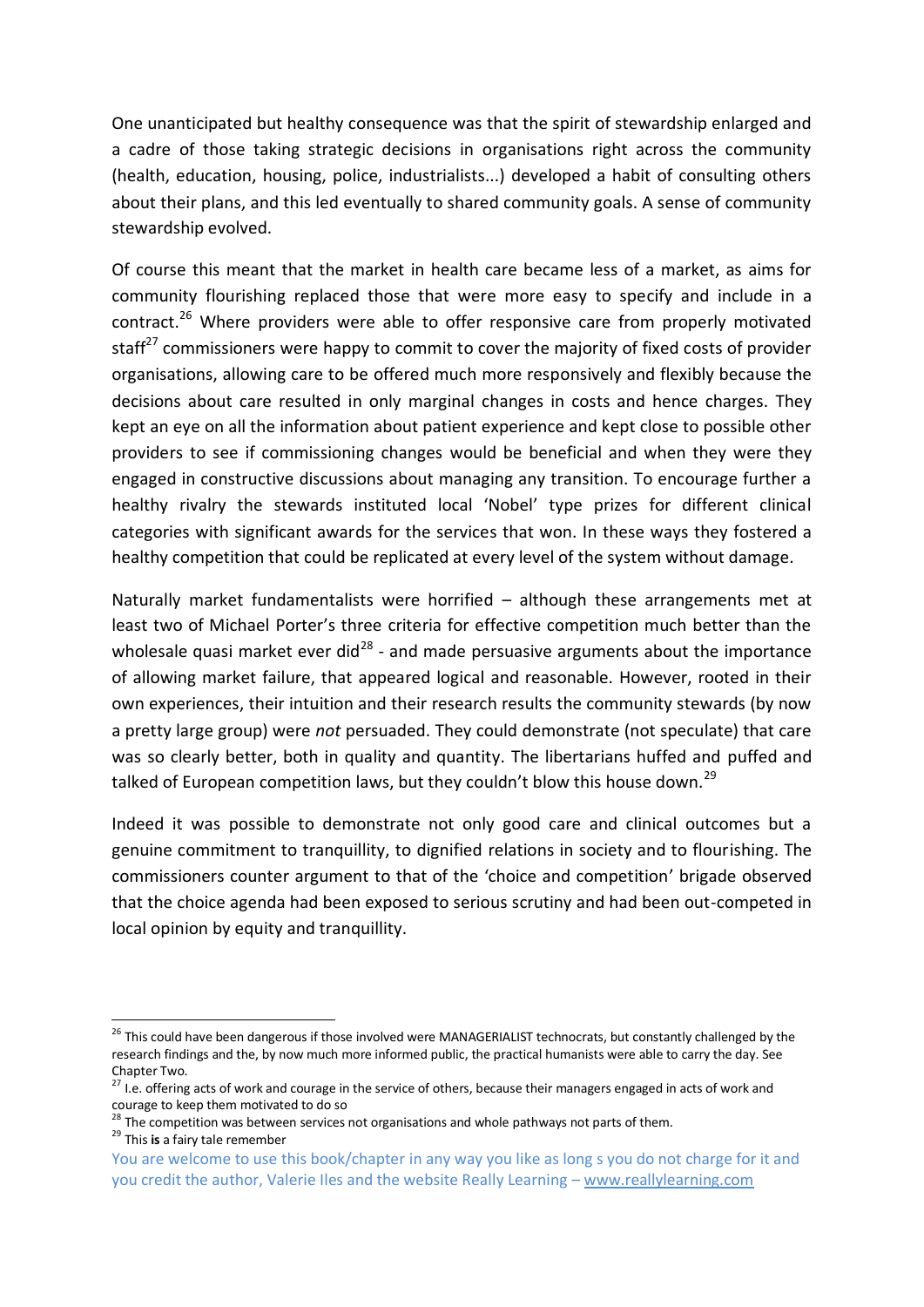One unanticipated but healthy consequence was that the spirit of stewardship enlarged and a cadre of those taking strategic decisions in organisations right across the community (health, education, housing, police, industrialists...) developed a habit of consulting others about their plans, and this led eventually to shared community goals. A sense of community stewardship evolved.

Of course this meant that the market in health care became less of a market, as aims for community flourishing replaced those that were more easy to specify and include in a contract.[26] Where providers were able to offer responsive care from properly motivated staff[27] commissioners were happy to commit to cover the majority of fixed costs of provider organisations, allowing care to be offered much more responsively and flexibly because the decisions about care resulted in only marginal changes in costs and hence charges. They kept an eye on all the information about patient experience and kept close to possible other providers to see if commissioning changes would be beneficial and when they were they engaged in constructive discussions about managing any transition. To encourage further a healthy rivalry the stewards instituted local 'Nobel' type prizes for different clinical categories with significant awards for the services that won. In these ways they fostered a healthy competition that could be replicated at every level of the system without damage.

Naturally market fundamentalists were horrified – although these arrangements met at least two of Michael Porter's three criteria for effective competition much better than the wholesale quasi market ever did[28] - and made persuasive arguments about the importance of allowing market failure, that appeared logical and reasonable. However, rooted in their own experiences, their intuition and their research results the community stewards (by now a pretty large group) were *not* persuaded. They could demonstrate (not speculate) that care was so clearly better, both in quality and quantity. The libertarians huffed and puffed and talked of European competition laws, but they couldn't blow this house down.[29]

Indeed it was possible to demonstrate not only good care and clinical outcomes but a genuine commitment to tranquillity, to dignified relations in society and to flourishing. The commissioners counter argument to that of the 'choice and competition' brigade observed that the choice agenda had been exposed to serious scrutiny and had been out-competed in local opinion by equity and tranquillity.

---

[26] This could have been dangerous if those involved were MANAGERIALIST technocrats, but constantly challenged by the research findings and the, by now much more informed public, the practical humanists were able to carry the day. See Chapter Two.

[27] I.e. offering acts of work and courage in the service of others, because their managers engaged in acts of work and courage to keep them motivated to do so

[28] The competition was between services not organisations and whole pathways not parts of them.

[29] This **is** a fairy tale remember

You are welcome to use this book/chapter in any way you like as long s you do not charge for it and you credit the author, Valerie Iles and the website Really Learning – www.reallylearning.com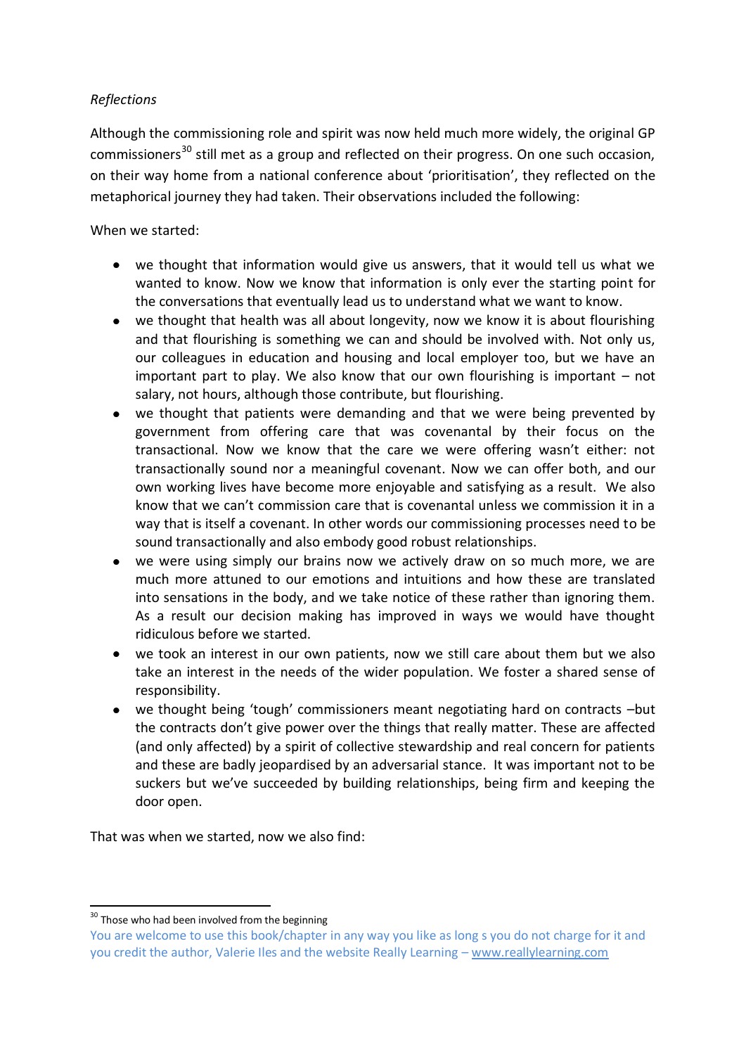*Reflections*

Although the commissioning role and spirit was now held much more widely, the original GP commissioners[30] still met as a group and reflected on their progress. On one such occasion, on their way home from a national conference about 'prioritisation', they reflected on the metaphorical journey they had taken. Their observations included the following:

When we started:

- we thought that information would give us answers, that it would tell us what we wanted to know. Now we know that information is only ever the starting point for the conversations that eventually lead us to understand what we want to know.
- we thought that health was all about longevity, now we know it is about flourishing and that flourishing is something we can and should be involved with. Not only us, our colleagues in education and housing and local employer too, but we have an important part to play. We also know that our own flourishing is important – not salary, not hours, although those contribute, but flourishing.
- we thought that patients were demanding and that we were being prevented by government from offering care that was covenantal by their focus on the transactional. Now we know that the care we were offering wasn't either: not transactionally sound nor a meaningful covenant. Now we can offer both, and our own working lives have become more enjoyable and satisfying as a result. We also know that we can't commission care that is covenantal unless we commission it in a way that is itself a covenant. In other words our commissioning processes need to be sound transactionally and also embody good robust relationships.
- we were using simply our brains now we actively draw on so much more, we are much more attuned to our emotions and intuitions and how these are translated into sensations in the body, and we take notice of these rather than ignoring them. As a result our decision making has improved in ways we would have thought ridiculous before we started.
- we took an interest in our own patients, now we still care about them but we also take an interest in the needs of the wider population. We foster a shared sense of responsibility.
- we thought being 'tough' commissioners meant negotiating hard on contracts –but the contracts don't give power over the things that really matter. These are affected (and only affected) by a spirit of collective stewardship and real concern for patients and these are badly jeopardised by an adversarial stance. It was important not to be suckers but we've succeeded by building relationships, being firm and keeping the door open.

That was when we started, now we also find:

[30] Those who had been involved from the beginning

You are welcome to use this book/chapter in any way you like as long s you do not charge for it and you credit the author, Valerie Iles and the website Really Learning – www.reallylearning.com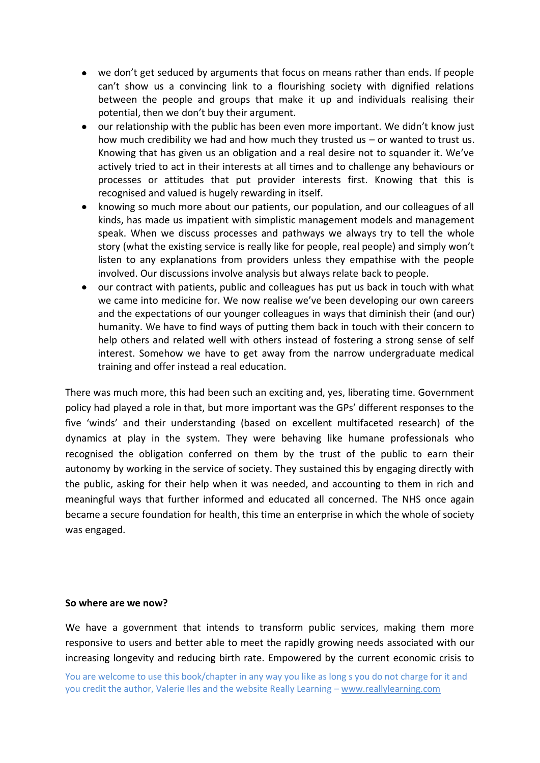- we don't get seduced by arguments that focus on means rather than ends. If people can't show us a convincing link to a flourishing society with dignified relations between the people and groups that make it up and individuals realising their potential, then we don't buy their argument.
- our relationship with the public has been even more important. We didn't know just how much credibility we had and how much they trusted us – or wanted to trust us. Knowing that has given us an obligation and a real desire not to squander it. We've actively tried to act in their interests at all times and to challenge any behaviours or processes or attitudes that put provider interests first. Knowing that this is recognised and valued is hugely rewarding in itself.
- knowing so much more about our patients, our population, and our colleagues of all kinds, has made us impatient with simplistic management models and management speak. When we discuss processes and pathways we always try to tell the whole story (what the existing service is really like for people, real people) and simply won't listen to any explanations from providers unless they empathise with the people involved. Our discussions involve analysis but always relate back to people.
- our contract with patients, public and colleagues has put us back in touch with what we came into medicine for. We now realise we've been developing our own careers and the expectations of our younger colleagues in ways that diminish their (and our) humanity. We have to find ways of putting them back in touch with their concern to help others and related well with others instead of fostering a strong sense of self interest. Somehow we have to get away from the narrow undergraduate medical training and offer instead a real education.

There was much more, this had been such an exciting and, yes, liberating time. Government policy had played a role in that, but more important was the GPs' different responses to the five 'winds' and their understanding (based on excellent multifaceted research) of the dynamics at play in the system. They were behaving like humane professionals who recognised the obligation conferred on them by the trust of the public to earn their autonomy by working in the service of society. They sustained this by engaging directly with the public, asking for their help when it was needed, and accounting to them in rich and meaningful ways that further informed and educated all concerned. The NHS once again became a secure foundation for health, this time an enterprise in which the whole of society was engaged.

**So where are we now?**

We have a government that intends to transform public services, making them more responsive to users and better able to meet the rapidly growing needs associated with our increasing longevity and reducing birth rate. Empowered by the current economic crisis to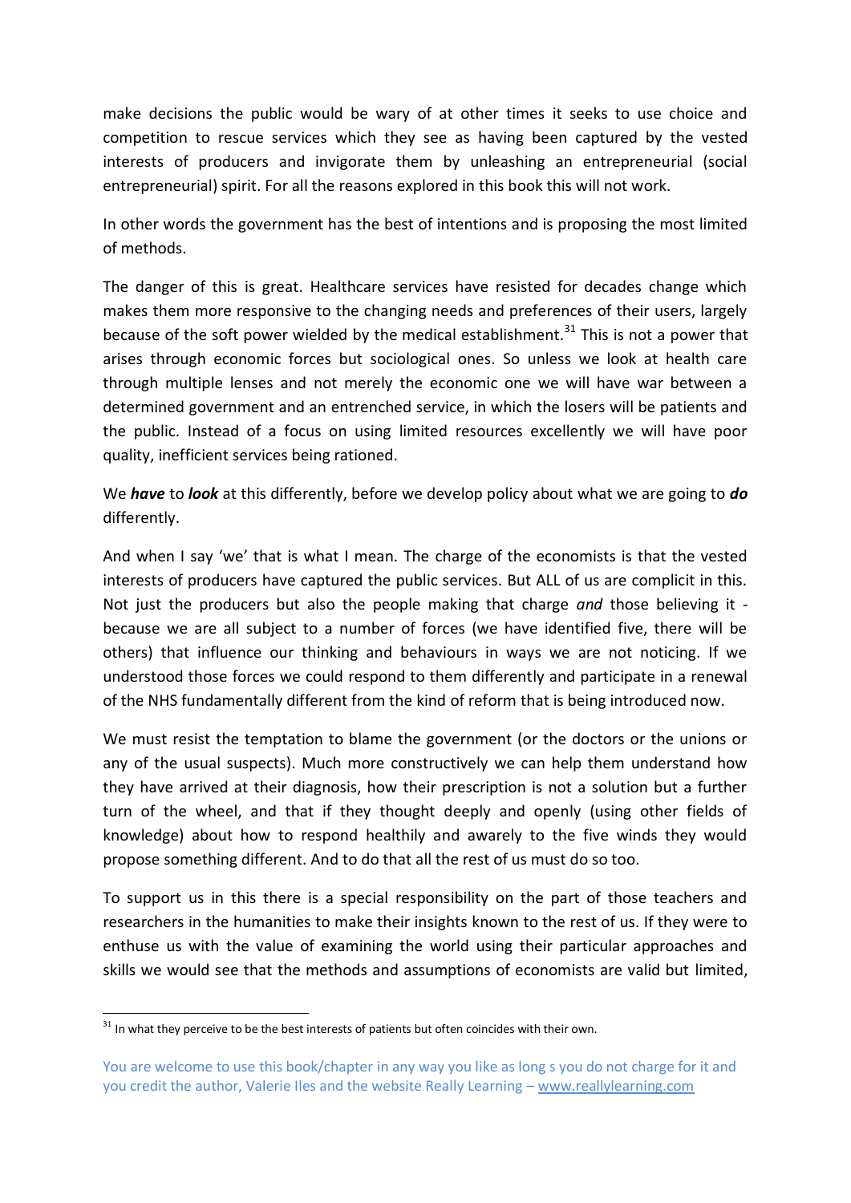make decisions the public would be wary of at other times it seeks to use choice and competition to rescue services which they see as having been captured by the vested interests of producers and invigorate them by unleashing an entrepreneurial (social entrepreneurial) spirit. For all the reasons explored in this book this will not work.

In other words the government has the best of intentions and is proposing the most limited of methods.

The danger of this is great. Healthcare services have resisted for decades change which makes them more responsive to the changing needs and preferences of their users, largely because of the soft power wielded by the medical establishment.[31] This is not a power that arises through economic forces but sociological ones. So unless we look at health care through multiple lenses and not merely the economic one we will have war between a determined government and an entrenched service, in which the losers will be patients and the public. Instead of a focus on using limited resources excellently we will have poor quality, inefficient services being rationed.

We ***have*** to ***look*** at this differently, before we develop policy about what we are going to ***do*** differently.

And when I say 'we' that is what I mean. The charge of the economists is that the vested interests of producers have captured the public services. But ALL of us are complicit in this. Not just the producers but also the people making that charge *and* those believing it - because we are all subject to a number of forces (we have identified five, there will be others) that influence our thinking and behaviours in ways we are not noticing. If we understood those forces we could respond to them differently and participate in a renewal of the NHS fundamentally different from the kind of reform that is being introduced now.

We must resist the temptation to blame the government (or the doctors or the unions or any of the usual suspects). Much more constructively we can help them understand how they have arrived at their diagnosis, how their prescription is not a solution but a further turn of the wheel, and that if they thought deeply and openly (using other fields of knowledge) about how to respond healthily and awarely to the five winds they would propose something different. And to do that all the rest of us must do so too.

To support us in this there is a special responsibility on the part of those teachers and researchers in the humanities to make their insights known to the rest of us. If they were to enthuse us with the value of examining the world using their particular approaches and skills we would see that the methods and assumptions of economists are valid but limited,

[31] In what they perceive to be the best interests of patients but often coincides with their own.

You are welcome to use this book/chapter in any way you like as long s you do not charge for it and you credit the author, Valerie Iles and the website Really Learning – www.reallylearning.com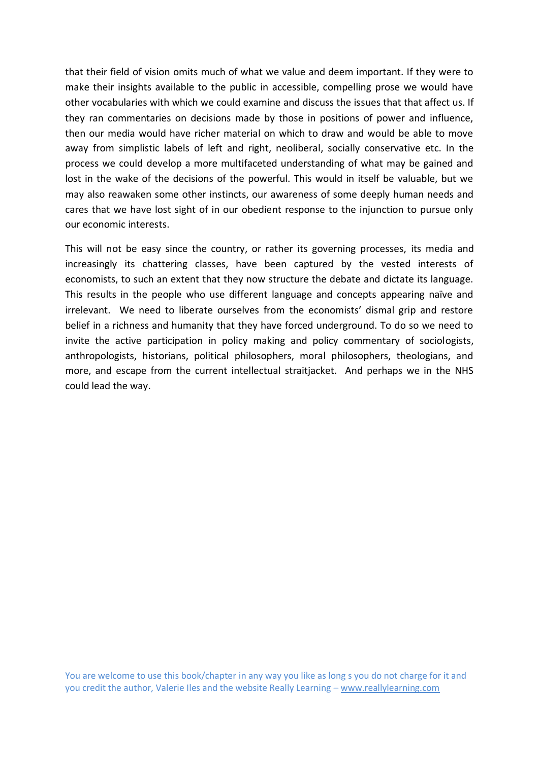that their field of vision omits much of what we value and deem important. If they were to make their insights available to the public in accessible, compelling prose we would have other vocabularies with which we could examine and discuss the issues that that affect us. If they ran commentaries on decisions made by those in positions of power and influence, then our media would have richer material on which to draw and would be able to move away from simplistic labels of left and right, neoliberal, socially conservative etc. In the process we could develop a more multifaceted understanding of what may be gained and lost in the wake of the decisions of the powerful. This would in itself be valuable, but we may also reawaken some other instincts, our awareness of some deeply human needs and cares that we have lost sight of in our obedient response to the injunction to pursue only our economic interests.

This will not be easy since the country, or rather its governing processes, its media and increasingly its chattering classes, have been captured by the vested interests of economists, to such an extent that they now structure the debate and dictate its language. This results in the people who use different language and concepts appearing naïve and irrelevant. We need to liberate ourselves from the economists' dismal grip and restore belief in a richness and humanity that they have forced underground. To do so we need to invite the active participation in policy making and policy commentary of sociologists, anthropologists, historians, political philosophers, moral philosophers, theologians, and more, and escape from the current intellectual straitjacket. And perhaps we in the NHS could lead the way.

You are welcome to use this book/chapter in any way you like as long s you do not charge for it and you credit the author, Valerie Iles and the website Really Learning – www.reallylearning.com